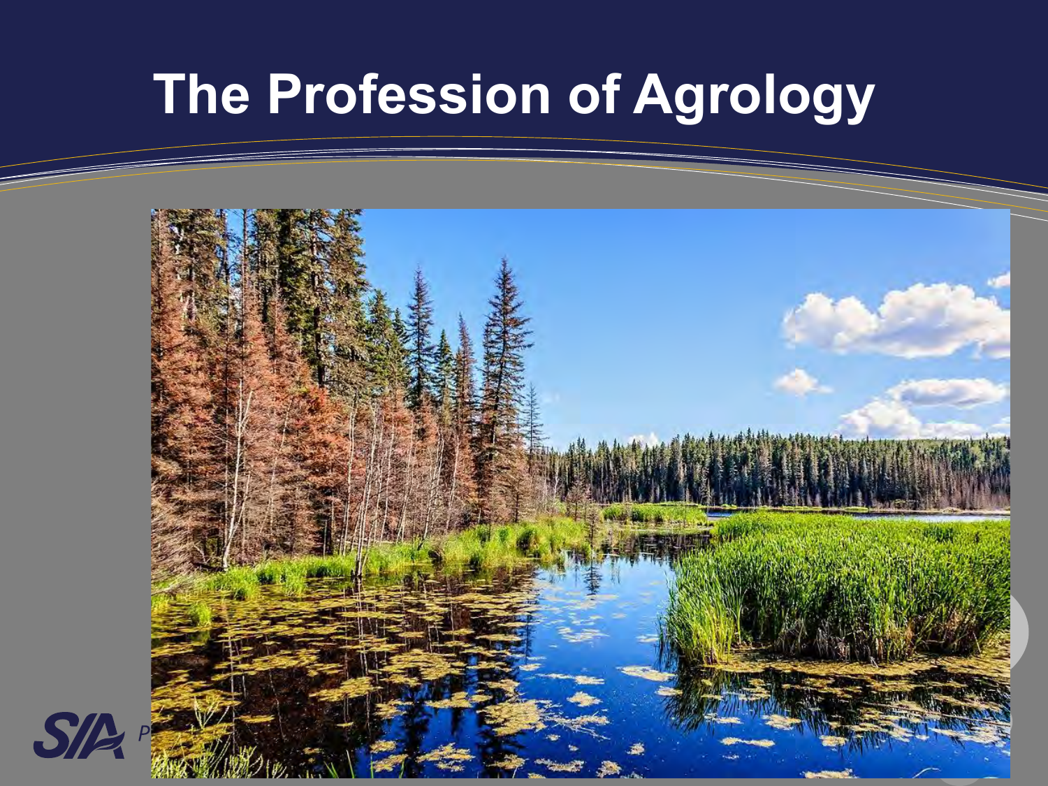# The Profession of Agrology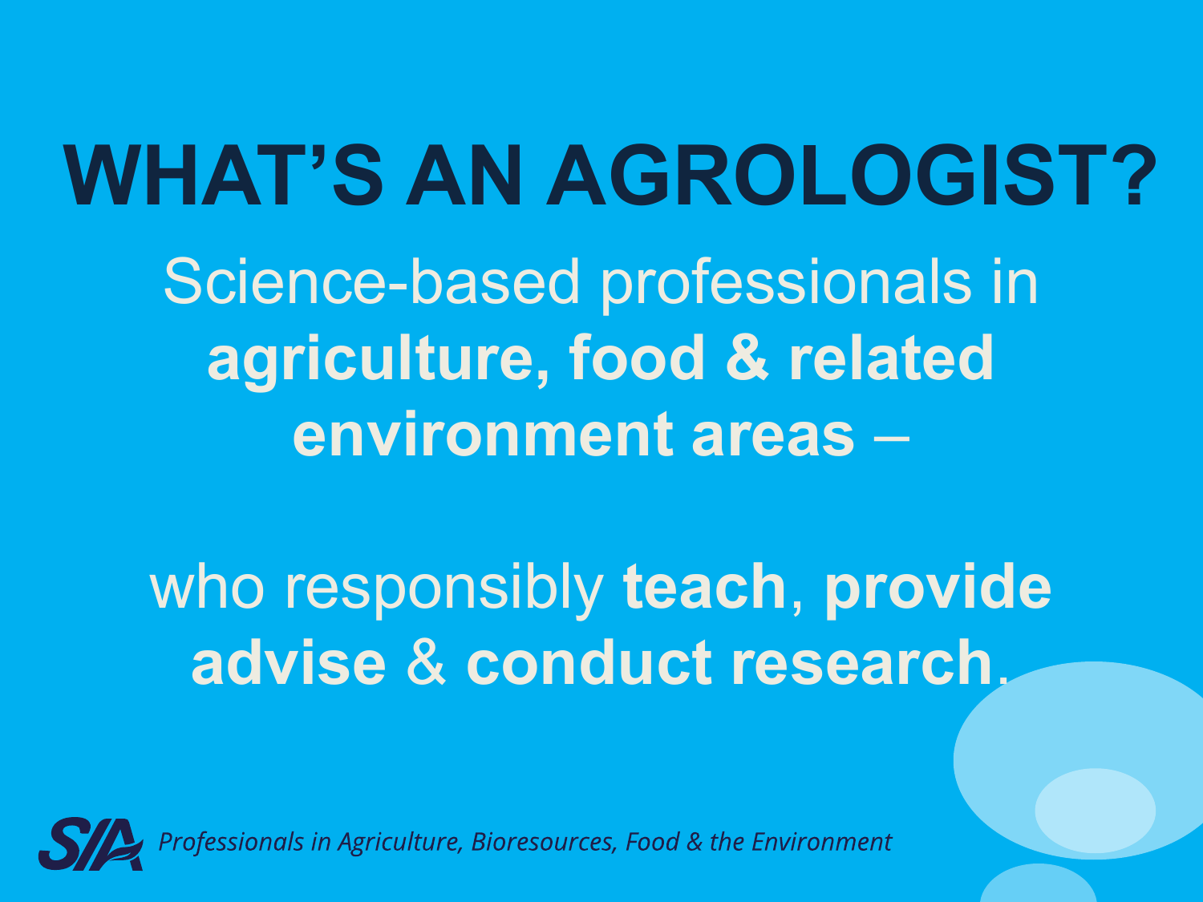# WHAT'S AN AGROLOGIST?

Science-based professionals in **agriculture, food & related environment areas** –

who responsibly **teach**, **provide advise** & **conduct research**.

*Professionals in Agriculture, Bioresources, Food & the Environment*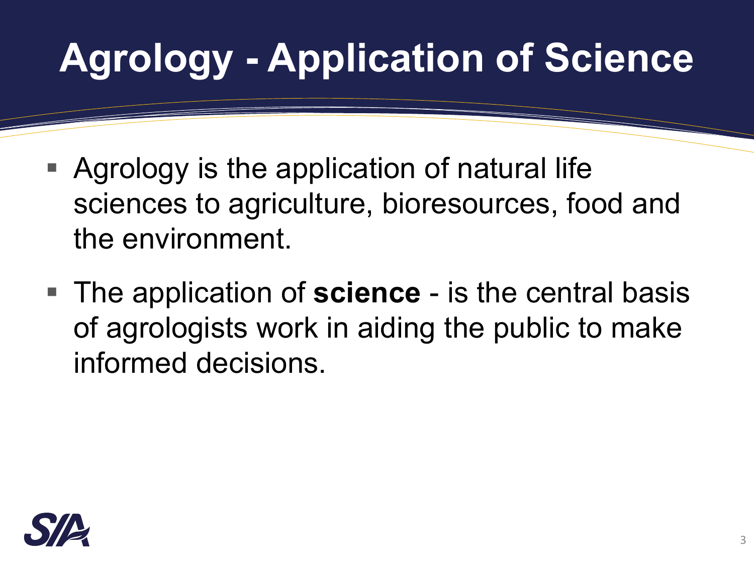# Agrology - Application of Science

- Agrology is the application of natural life sciences to agriculture, bioresources, food and the environment.
- The application of **science** - is the central basis of agrologists work in aiding the public to make informed decisions.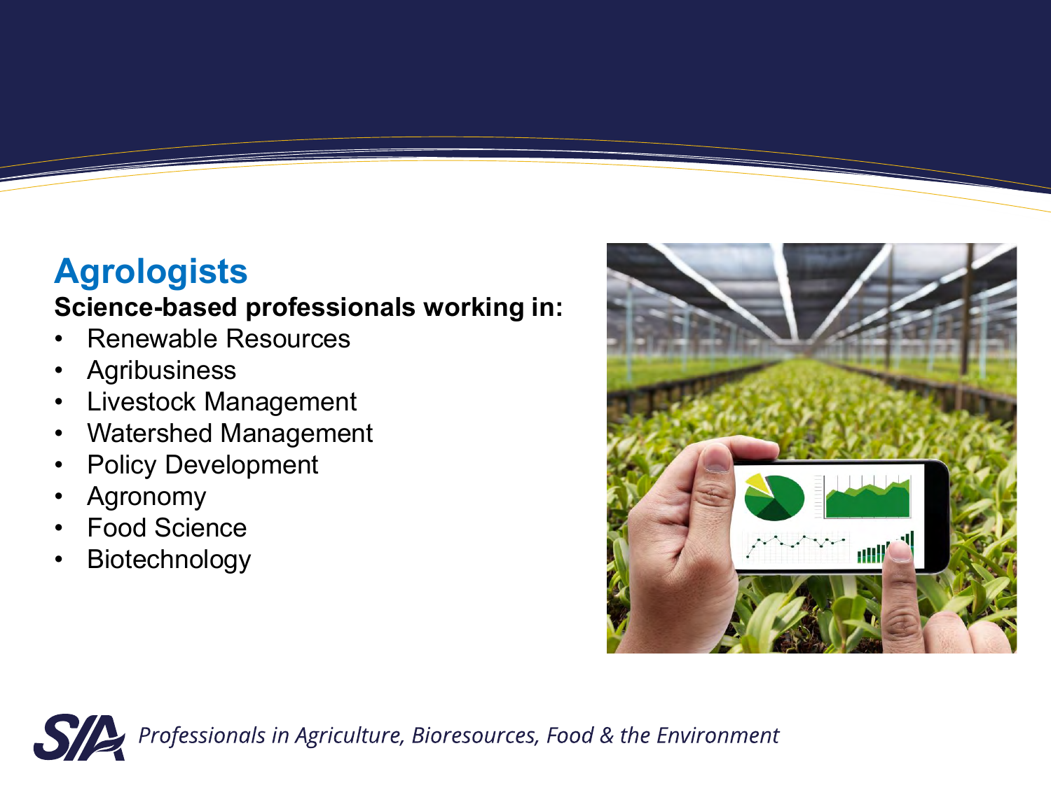## Agrologists

**Science-based professionals working in:**

- Renewable Resources
- Agribusiness
- Livestock Management
- Watershed Management
- Policy Development
- Agronomy
- Food Science
- Biotechnology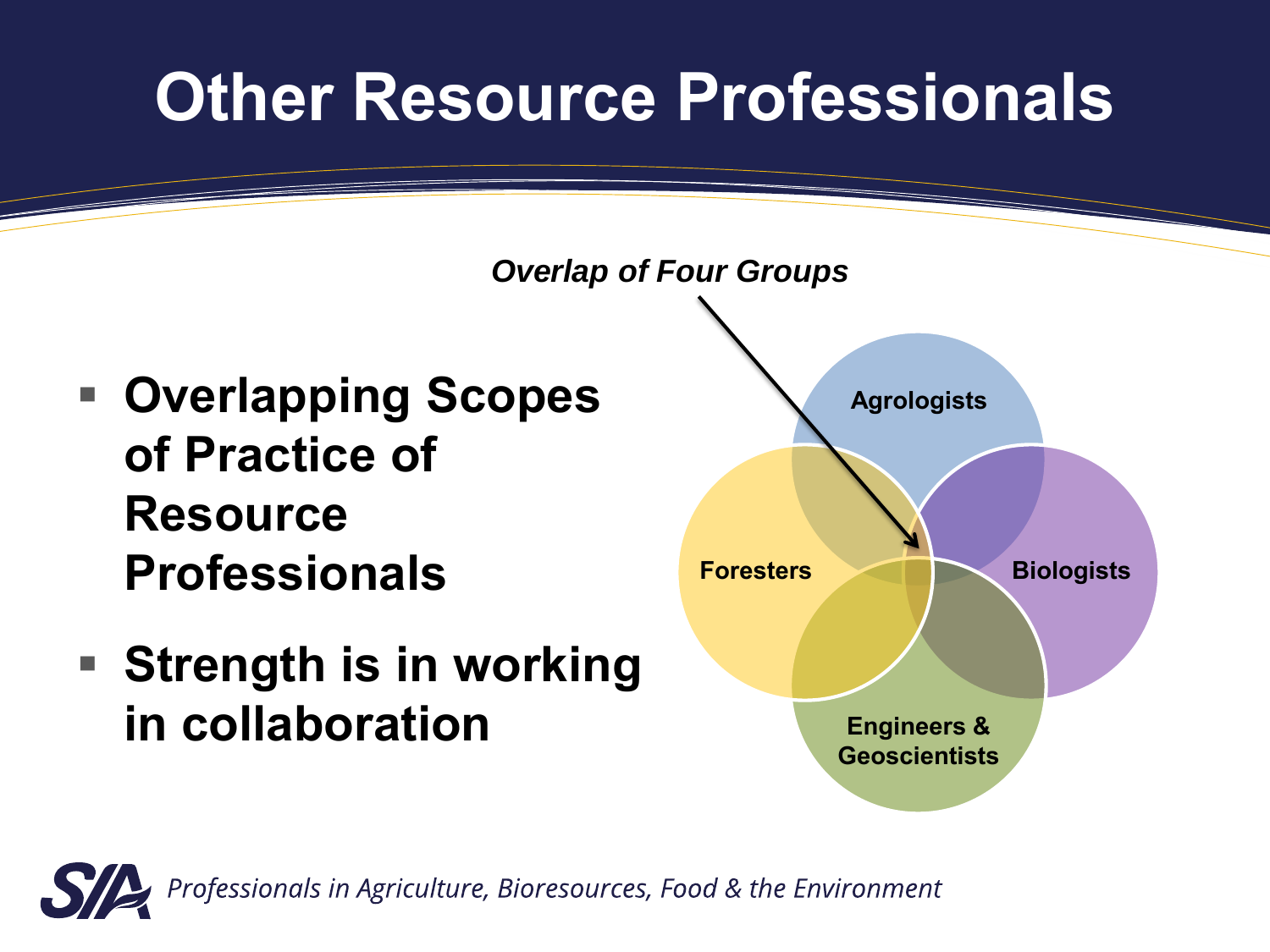# Other Resource Professionals

- **Overlapping Scopes of Practice of Resource Professionals**
- **Strength is in working in collaboration**

***Overlap of Four Groups***

Agrologists

Foresters

Biologists

Engineers & Geoscientists

*Professionals in Agriculture, Bioresources, Food & the Environment*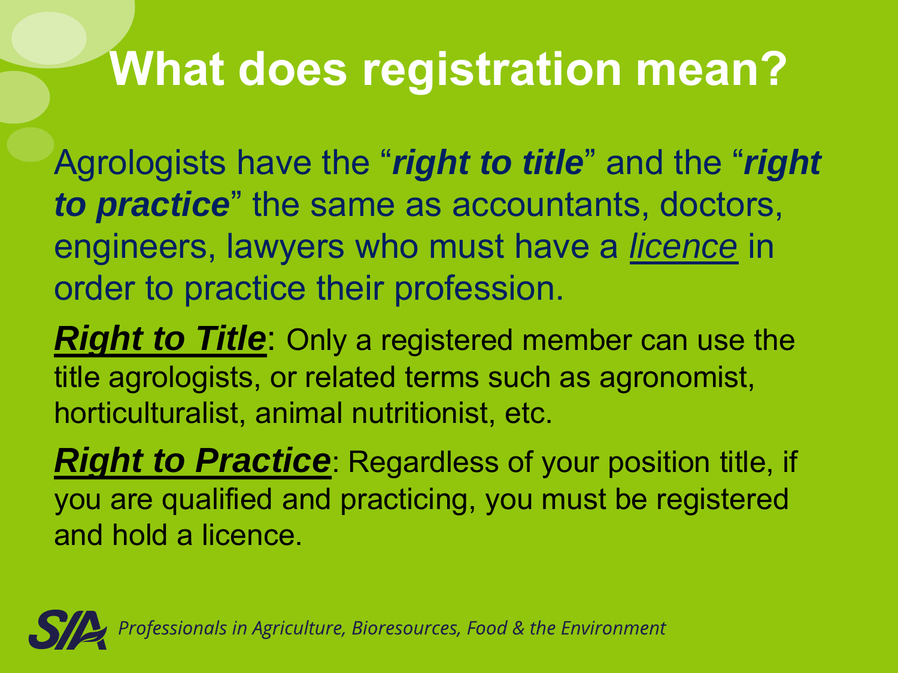# What does registration mean?

Agrologists have the "***right to title***" and the "***right to practice***" the same as accountants, doctors, engineers, lawyers who must have a *licence* in order to practice their profession.

***Right to Title***: Only a registered member can use the title agrologists, or related terms such as agronomist, horticulturalist, animal nutritionist, etc.

***Right to Practice***: Regardless of your position title, if you are qualified and practicing, you must be registered and hold a licence.

SIA *Professionals in Agriculture, Bioresources, Food & the Environment*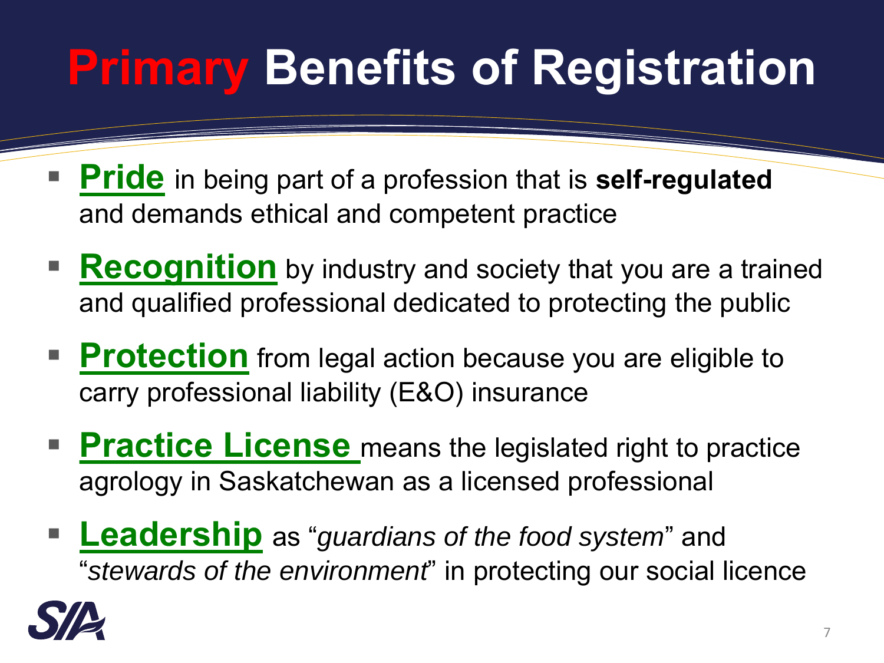# Primary Benefits of Registration

- **Pride** in being part of a profession that is **self-regulated** and demands ethical and competent practice
- **Recognition** by industry and society that you are a trained and qualified professional dedicated to protecting the public
- **Protection** from legal action because you are eligible to carry professional liability (E&O) insurance
- **Practice License** means the legislated right to practice agrology in Saskatchewan as a licensed professional
- **Leadership** as "*guardians of the food system*" and "*stewards of the environment*" in protecting our social licence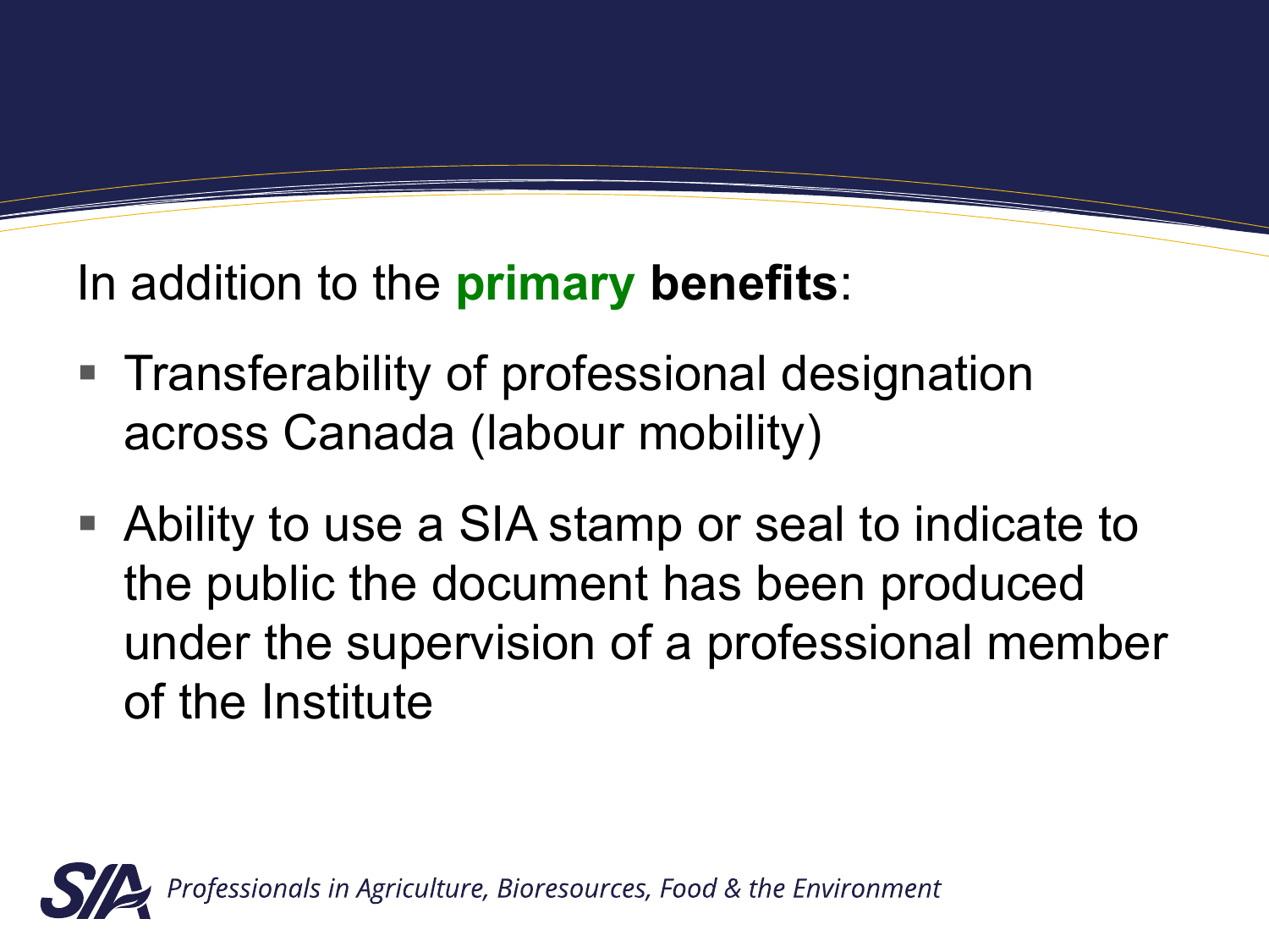In addition to the **primary benefits**:

- Transferability of professional designation across Canada (labour mobility)
- Ability to use a SIA stamp or seal to indicate to the public the document has been produced under the supervision of a professional member of the Institute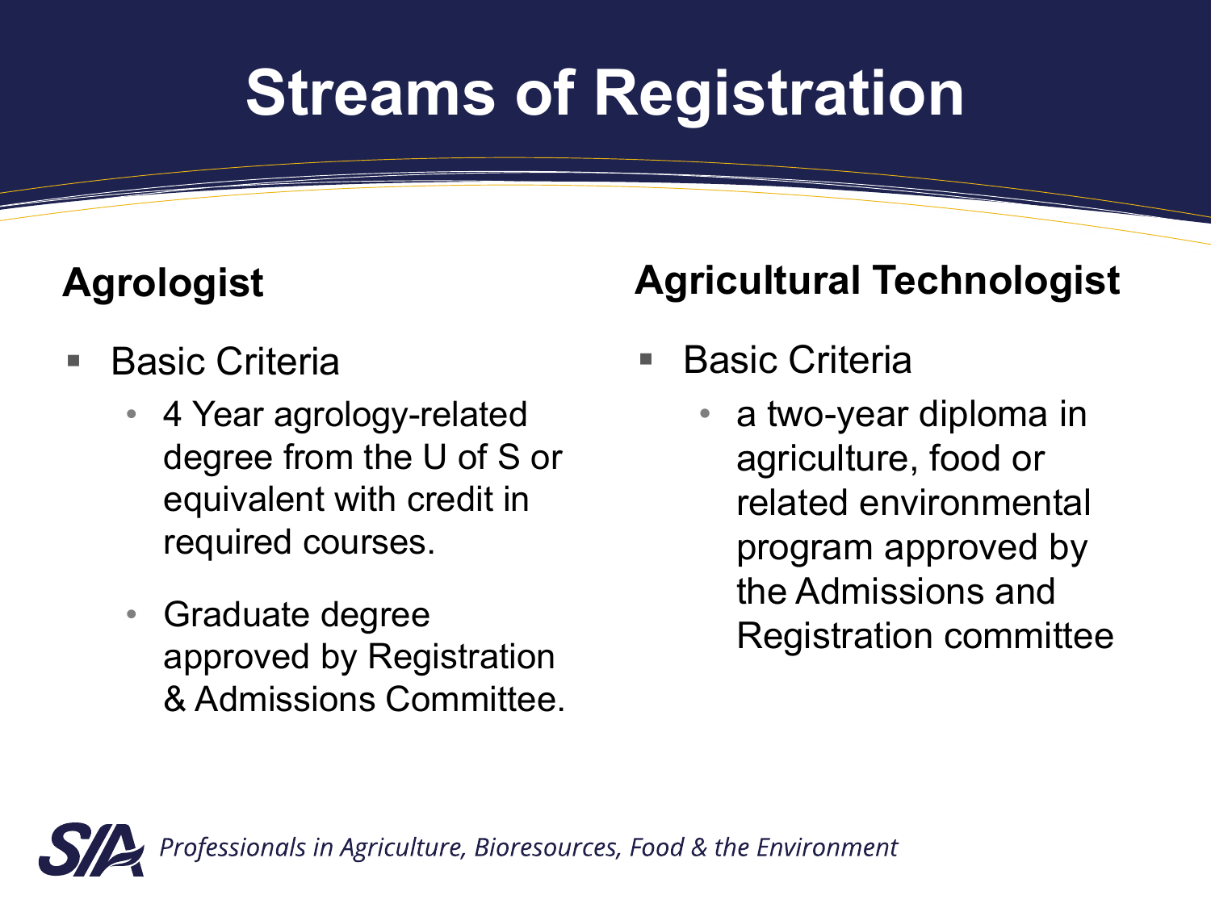# Streams of Registration

## Agrologist

- Basic Criteria
  - 4 Year agrology-related degree from the U of S or equivalent with credit in required courses.
  - Graduate degree approved by Registration & Admissions Committee.

## Agricultural Technologist

- Basic Criteria
  - a two-year diploma in agriculture, food or related environmental program approved by the Admissions and Registration committee

*Professionals in Agriculture, Bioresources, Food & the Environment*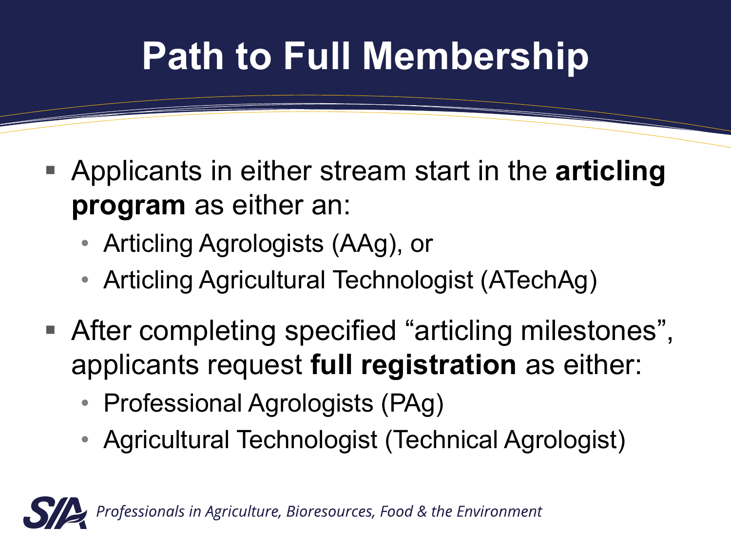# Path to Full Membership

- Applicants in either stream start in the **articling program** as either an:
  - Articling Agrologists (AAg), or
  - Articling Agricultural Technologist (ATechAg)
- After completing specified “articling milestones”, applicants request **full registration** as either:
  - Professional Agrologists (PAg)
  - Agricultural Technologist (Technical Agrologist)

*Professionals in Agriculture, Bioresources, Food & the Environment*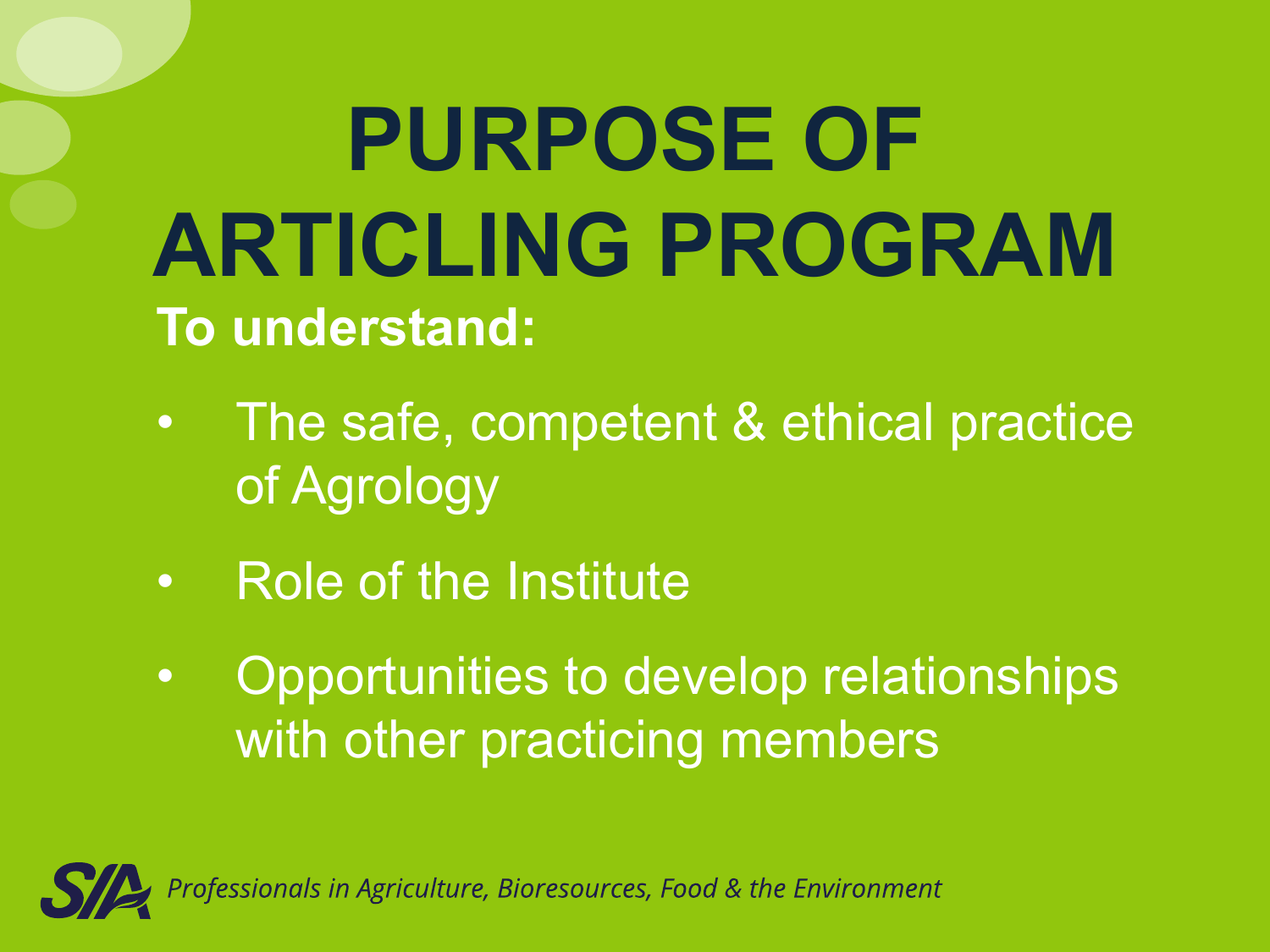# PURPOSE OF ARTICLING PROGRAM

**To understand:**

- The safe, competent & ethical practice of Agrology
- Role of the Institute
- Opportunities to develop relationships with other practicing members

SIA *Professionals in Agriculture, Bioresources, Food & the Environment*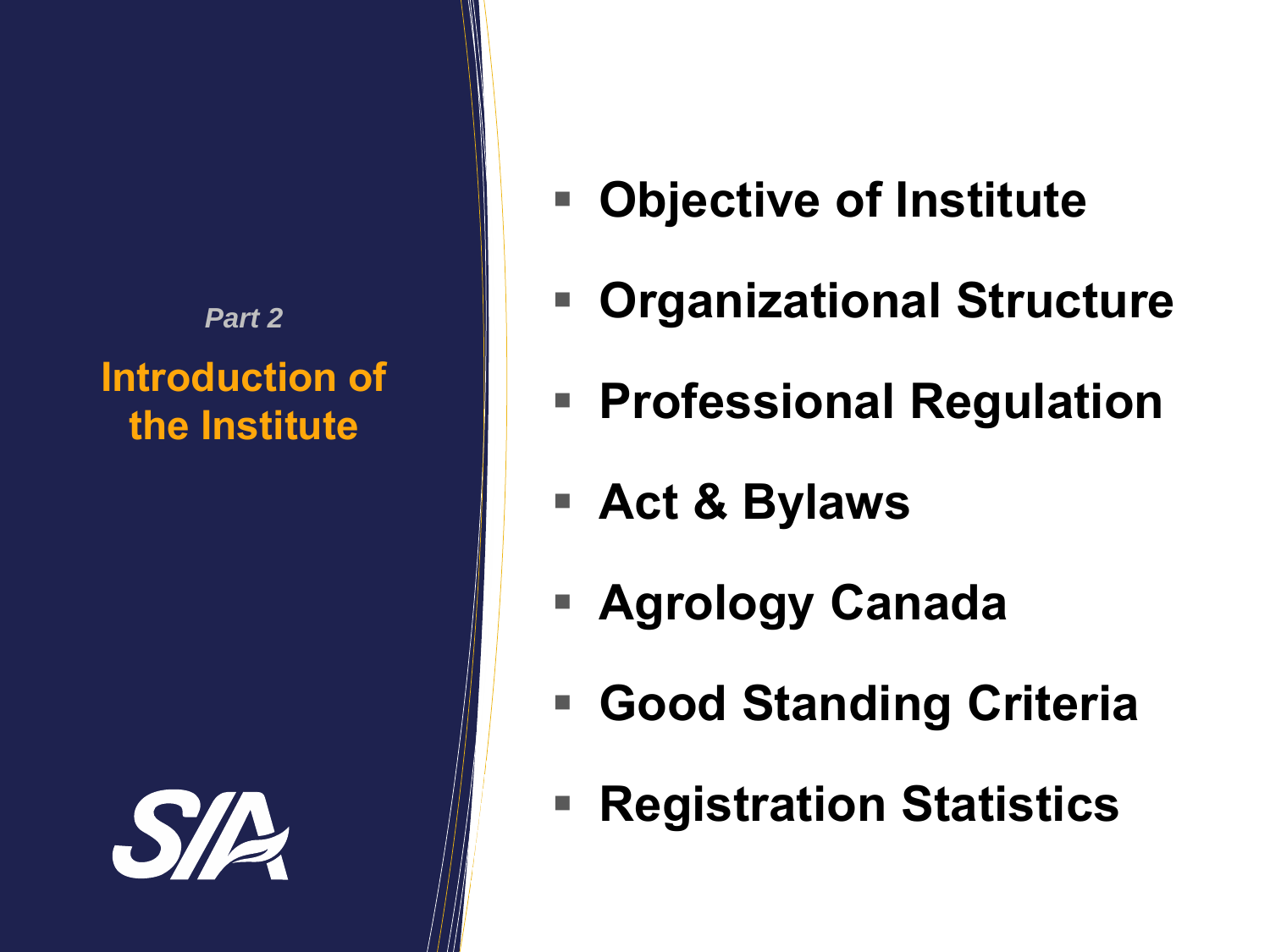*Part 2*

## Introduction of the Institute

- **Objective of Institute**
- **Organizational Structure**
- **Professional Regulation**
- **Act & Bylaws**
- **Agrology Canada**
- **Good Standing Criteria**
- **Registration Statistics**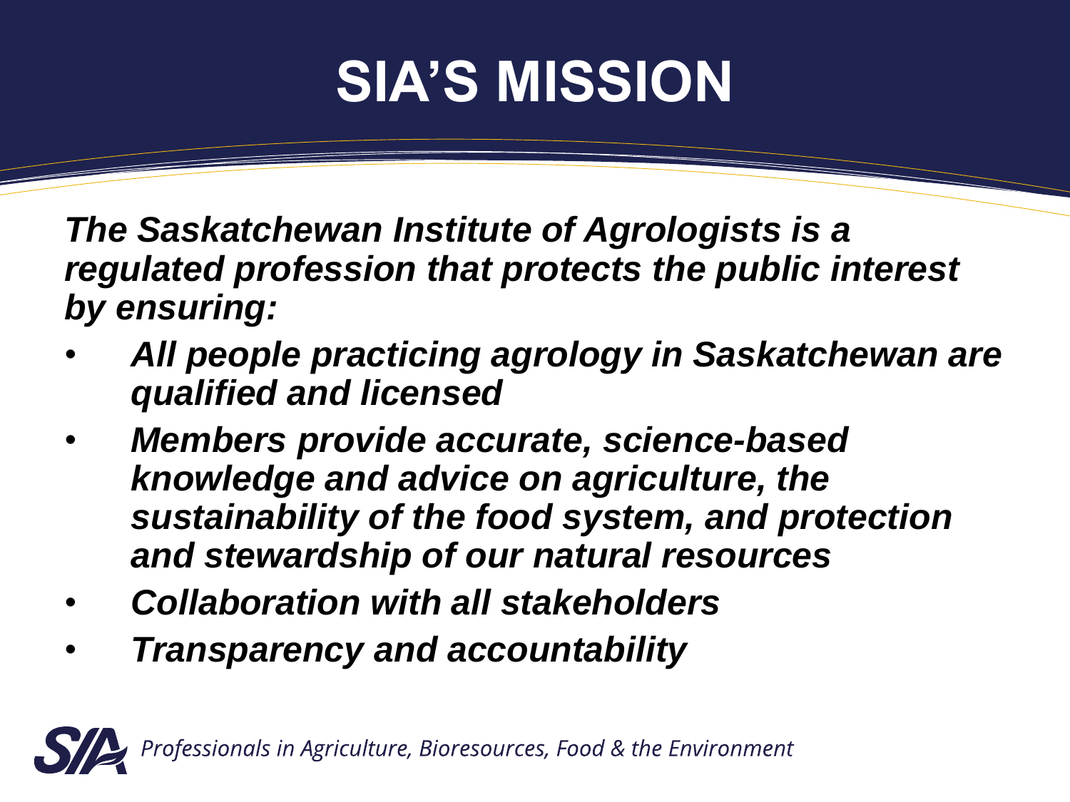# SIA'S MISSION

***The Saskatchewan Institute of Agrologists is a regulated profession that protects the public interest by ensuring:***

- ***All people practicing agrology in Saskatchewan are qualified and licensed***
- ***Members provide accurate, science-based knowledge and advice on agriculture, the sustainability of the food system, and protection and stewardship of our natural resources***
- ***Collaboration with all stakeholders***
- ***Transparency and accountability***

SIA *Professionals in Agriculture, Bioresources, Food & the Environment*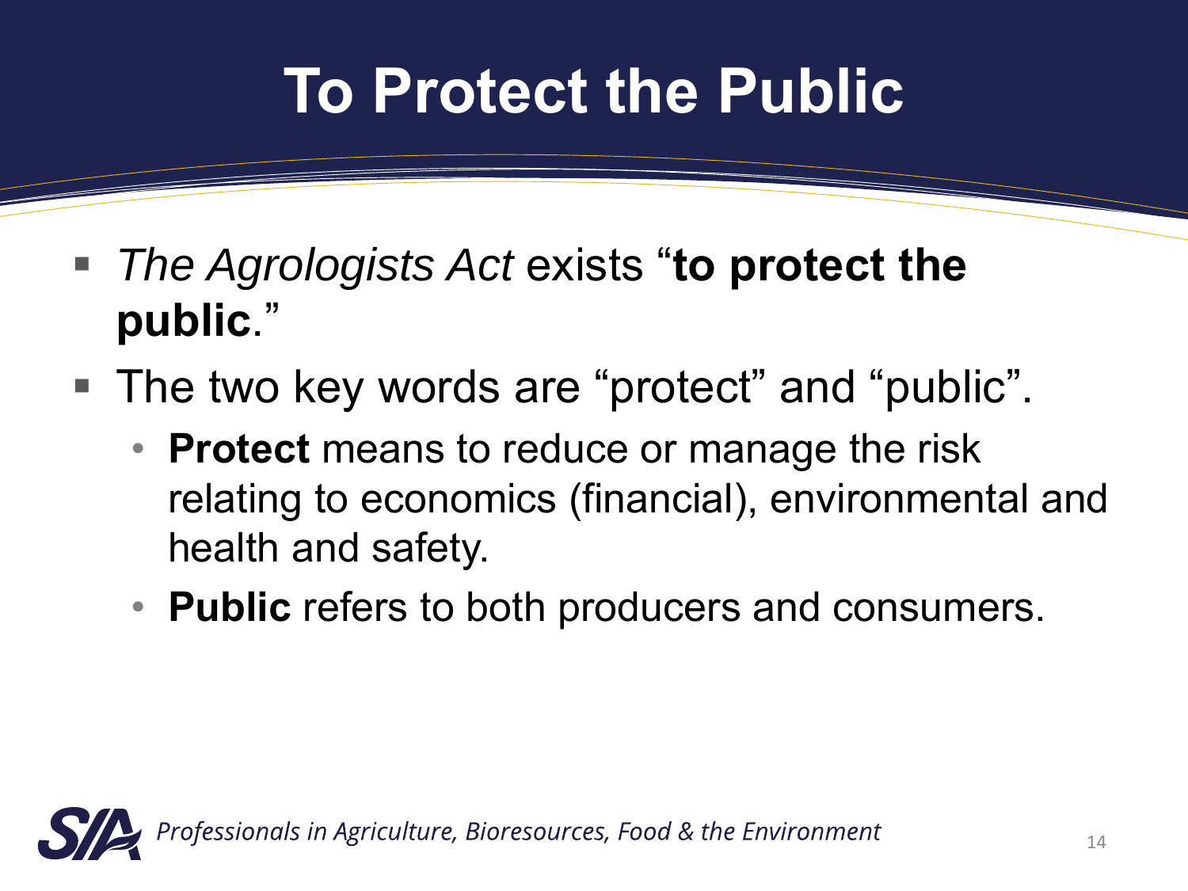# To Protect the Public

- *The Agrologists Act* exists "**to protect the public**."
- The two key words are "protect" and "public".
  - **Protect** means to reduce or manage the risk relating to economics (financial), environmental and health and safety.
  - **Public** refers to both producers and consumers.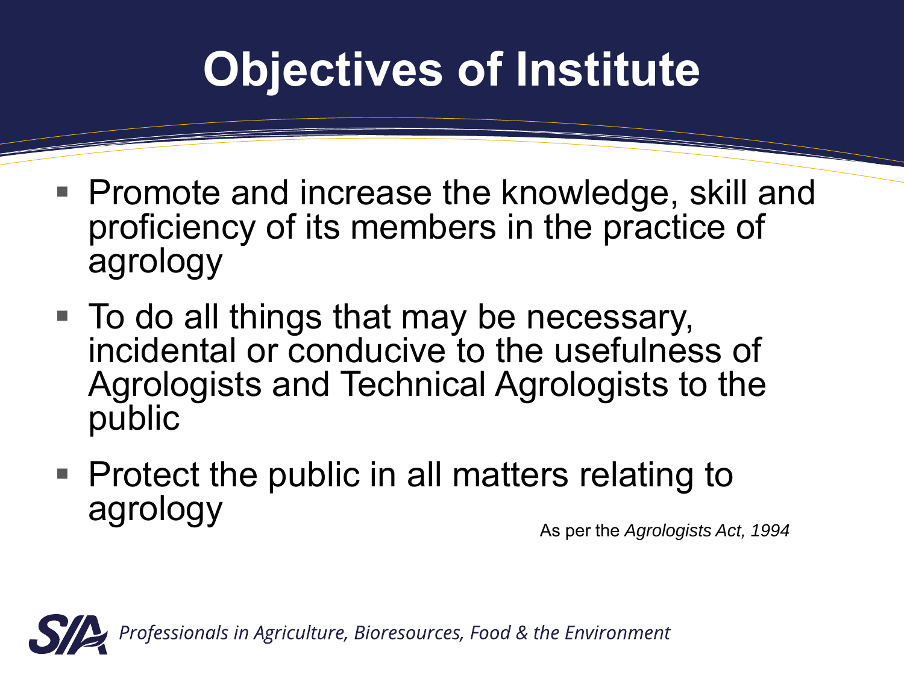# Objectives of Institute

- Promote and increase the knowledge, skill and proficiency of its members in the practice of agrology
- To do all things that may be necessary, incidental or conducive to the usefulness of Agrologists and Technical Agrologists to the public
- Protect the public in all matters relating to agrology

As per the *Agrologists Act, 1994*

*Professionals in Agriculture, Bioresources, Food & the Environment*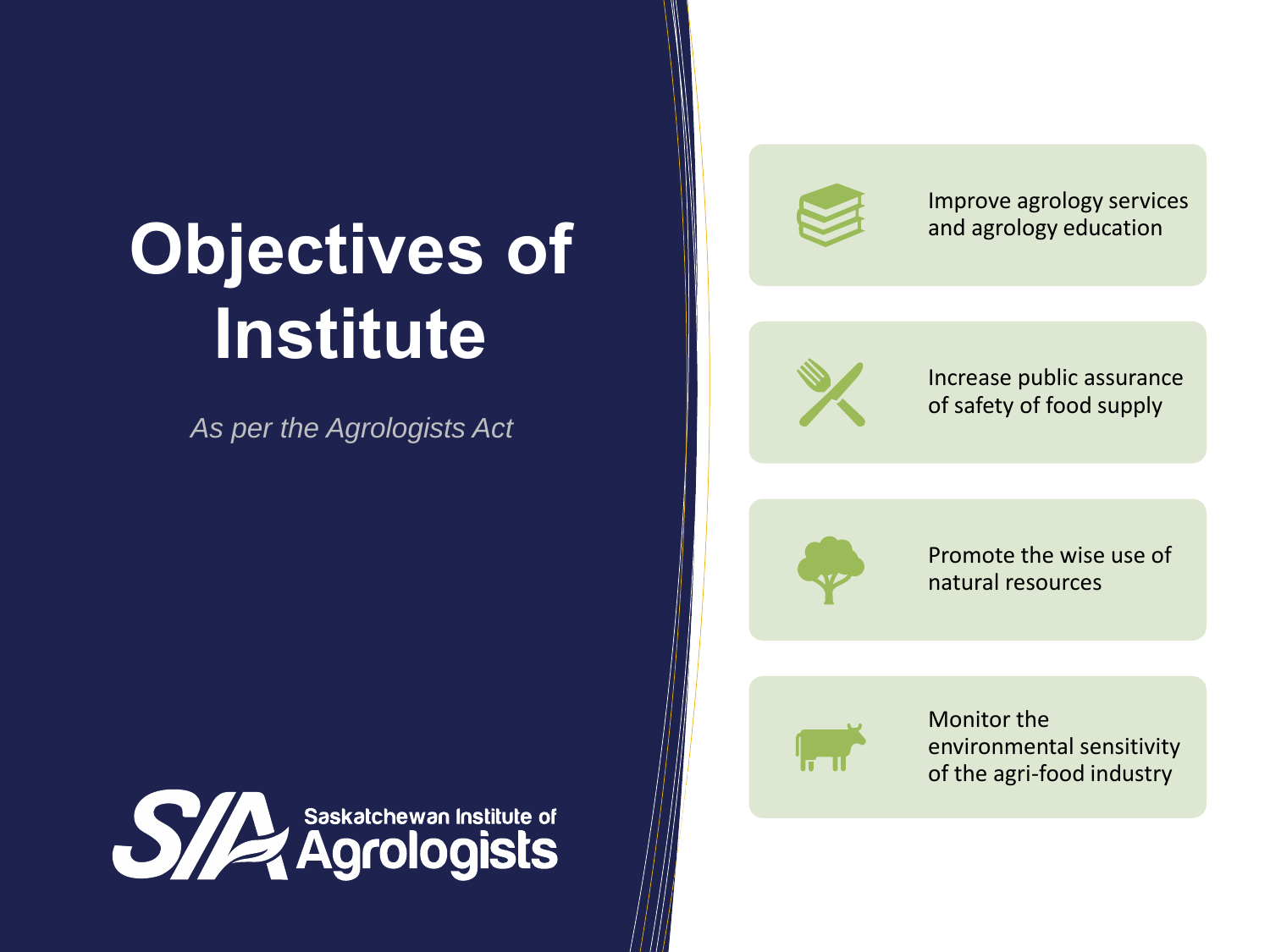# Objectives of Institute

*As per the Agrologists Act*

- Improve agrology services and agrology education
- Increase public assurance of safety of food supply
- Promote the wise use of natural resources
- Monitor the environmental sensitivity of the agri-food industry

Saskatchewan Institute of Agrologists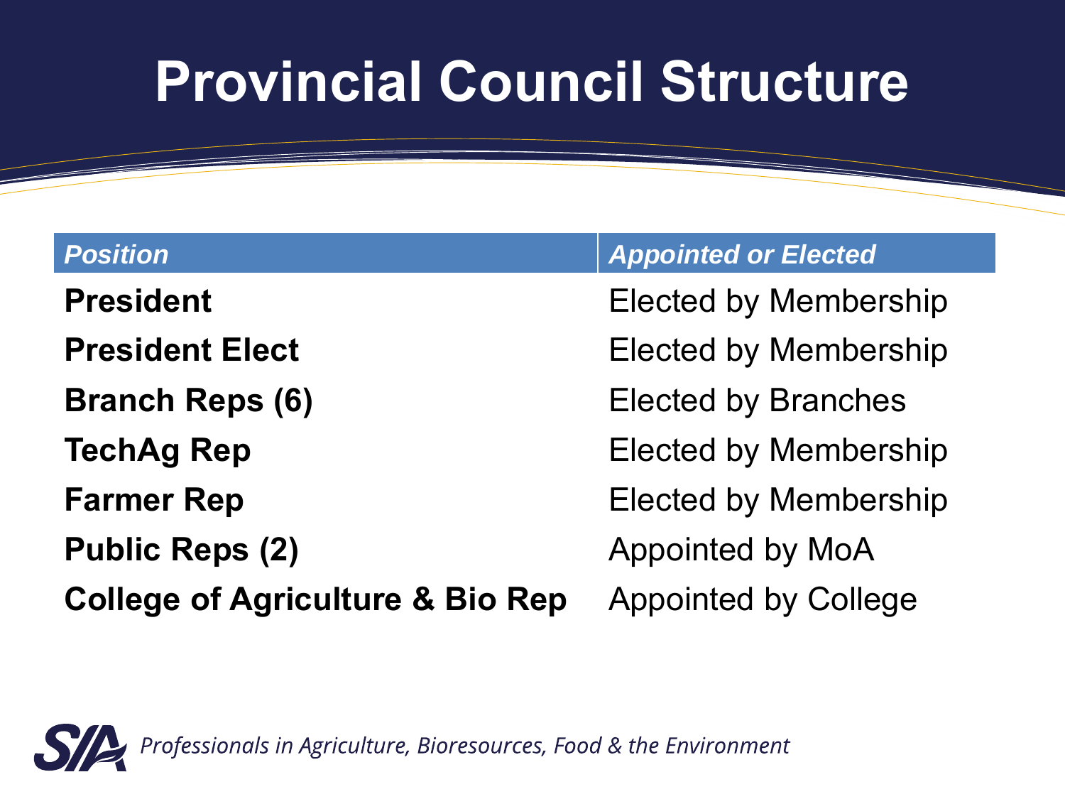# Provincial Council Structure

| *Position* | *Appointed or Elected* |
|---|---|
| **President** | Elected by Membership |
| **President Elect** | Elected by Membership |
| **Branch Reps (6)** | Elected by Branches |
| **TechAg Rep** | Elected by Membership |
| **Farmer Rep** | Elected by Membership |
| **Public Reps (2)** | Appointed by MoA |
| **College of Agriculture & Bio Rep** | Appointed by College |

*Professionals in Agriculture, Bioresources, Food & the Environment*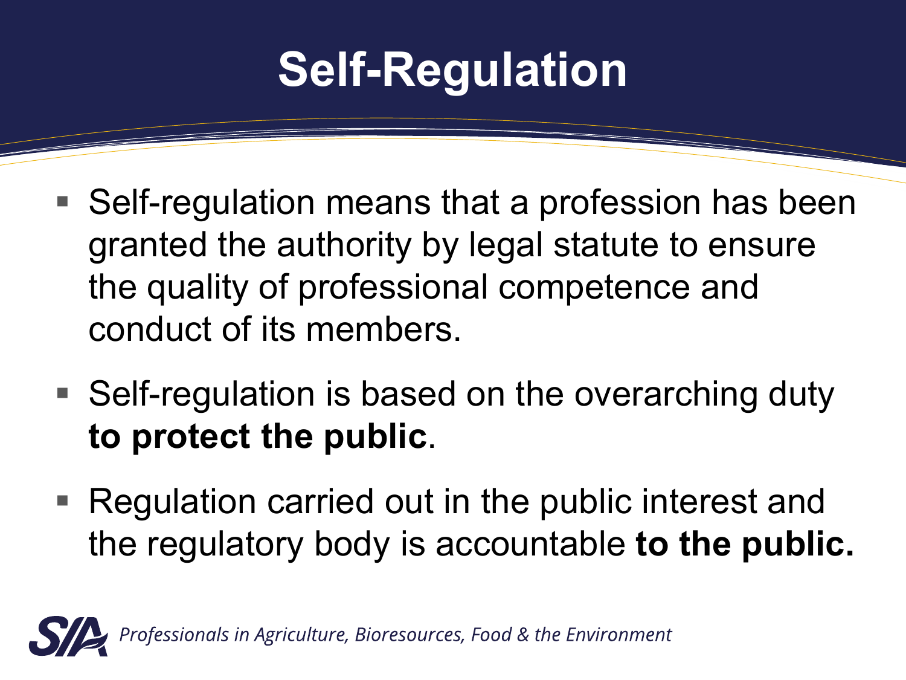# Self-Regulation

- Self-regulation means that a profession has been granted the authority by legal statute to ensure the quality of professional competence and conduct of its members.
- Self-regulation is based on the overarching duty **to protect the public**.
- Regulation carried out in the public interest and the regulatory body is accountable **to the public.**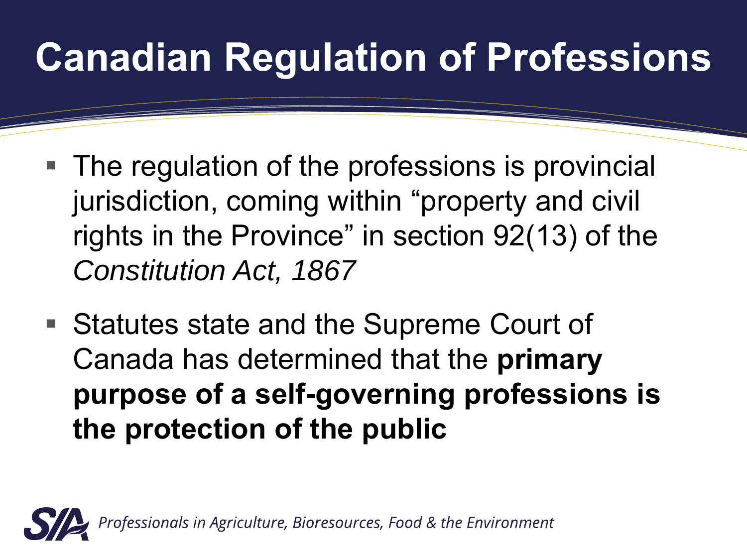# Canadian Regulation of Professions

- The regulation of the professions is provincial jurisdiction, coming within “property and civil rights in the Province” in section 92(13) of the *Constitution Act, 1867*
- Statutes state and the Supreme Court of Canada has determined that the **primary purpose of a self-governing professions is the protection of the public**

SIA *Professionals in Agriculture, Bioresources, Food & the Environment*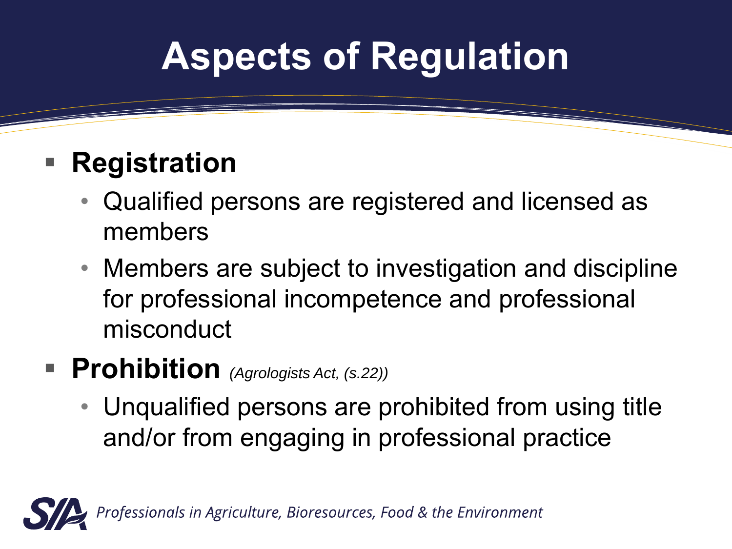# Aspects of Regulation

- **Registration**
  - Qualified persons are registered and licensed as members
  - Members are subject to investigation and discipline for professional incompetence and professional misconduct
- **Prohibition** *(Agrologists Act, (s.22))*
  - Unqualified persons are prohibited from using title and/or from engaging in professional practice

*Professionals in Agriculture, Bioresources, Food & the Environment*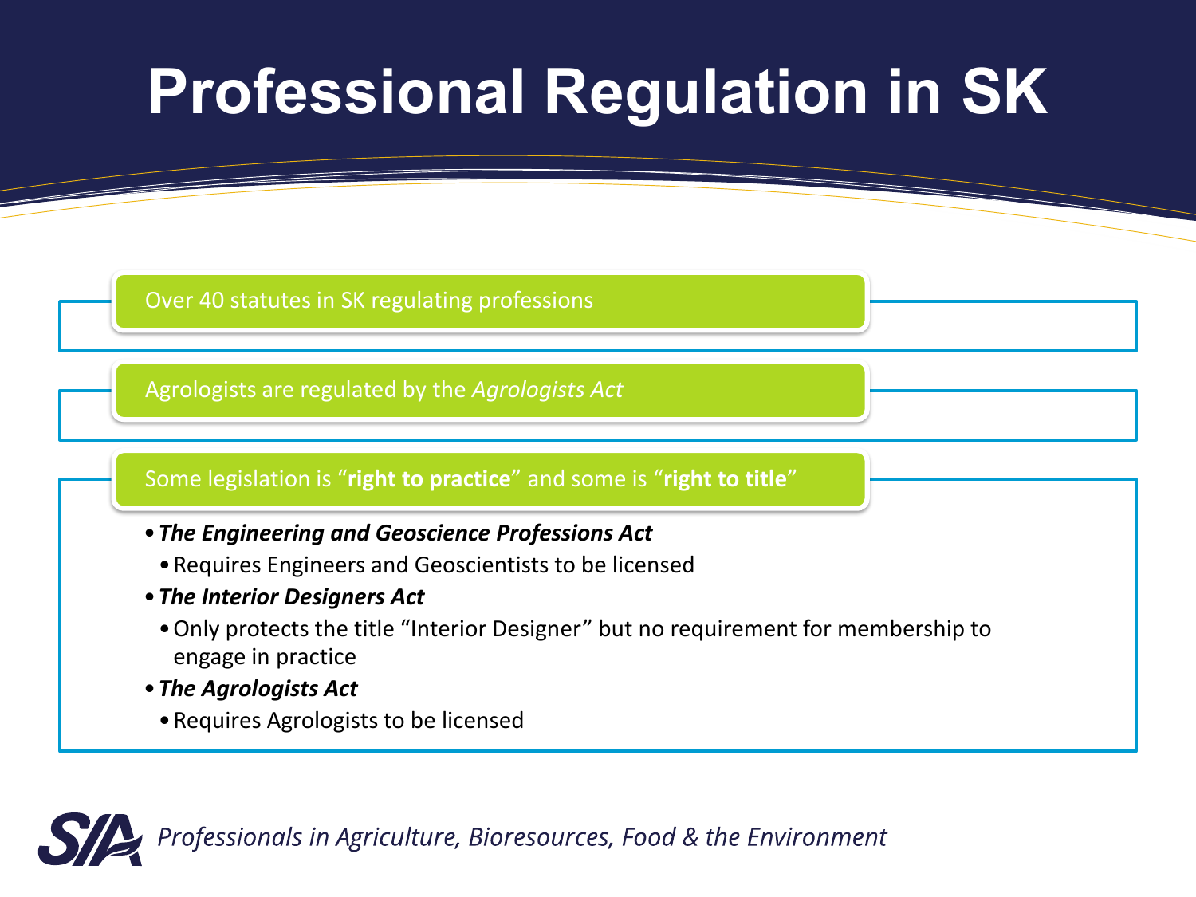# Professional Regulation in SK

Over 40 statutes in SK regulating professions

Agrologists are regulated by the *Agrologists Act*

Some legislation is "**right to practice**" and some is "**right to title**"

- ***The Engineering and Geoscience Professions Act***
  - Requires Engineers and Geoscientists to be licensed
- ***The Interior Designers Act***
  - Only protects the title "Interior Designer" but no requirement for membership to engage in practice
- ***The Agrologists Act***
  - Requires Agrologists to be licensed

*Professionals in Agriculture, Bioresources, Food & the Environment*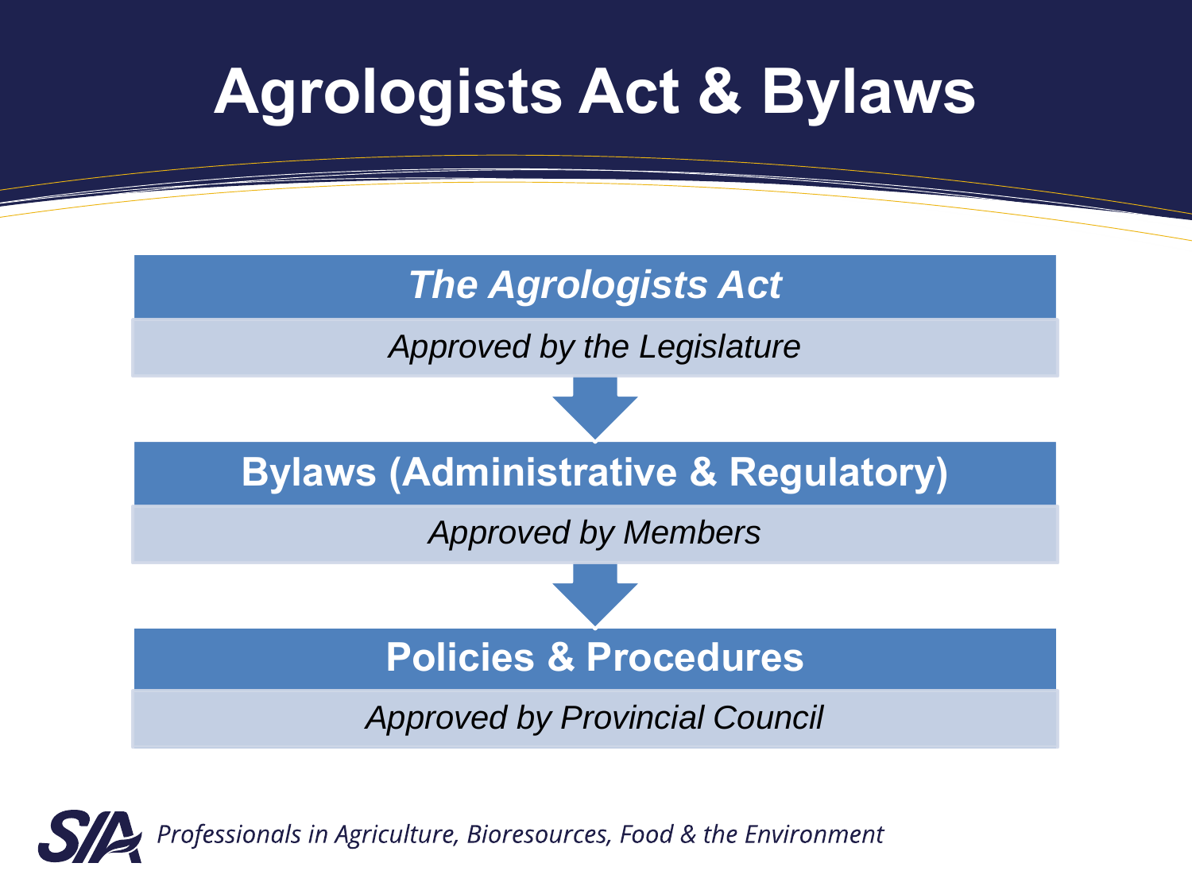# Agrologists Act & Bylaws

***The Agrologists Act***

*Approved by the Legislature*

**Bylaws (Administrative & Regulatory)**

*Approved by Members*

**Policies & Procedures**

*Approved by Provincial Council*

*Professionals in Agriculture, Bioresources, Food & the Environment*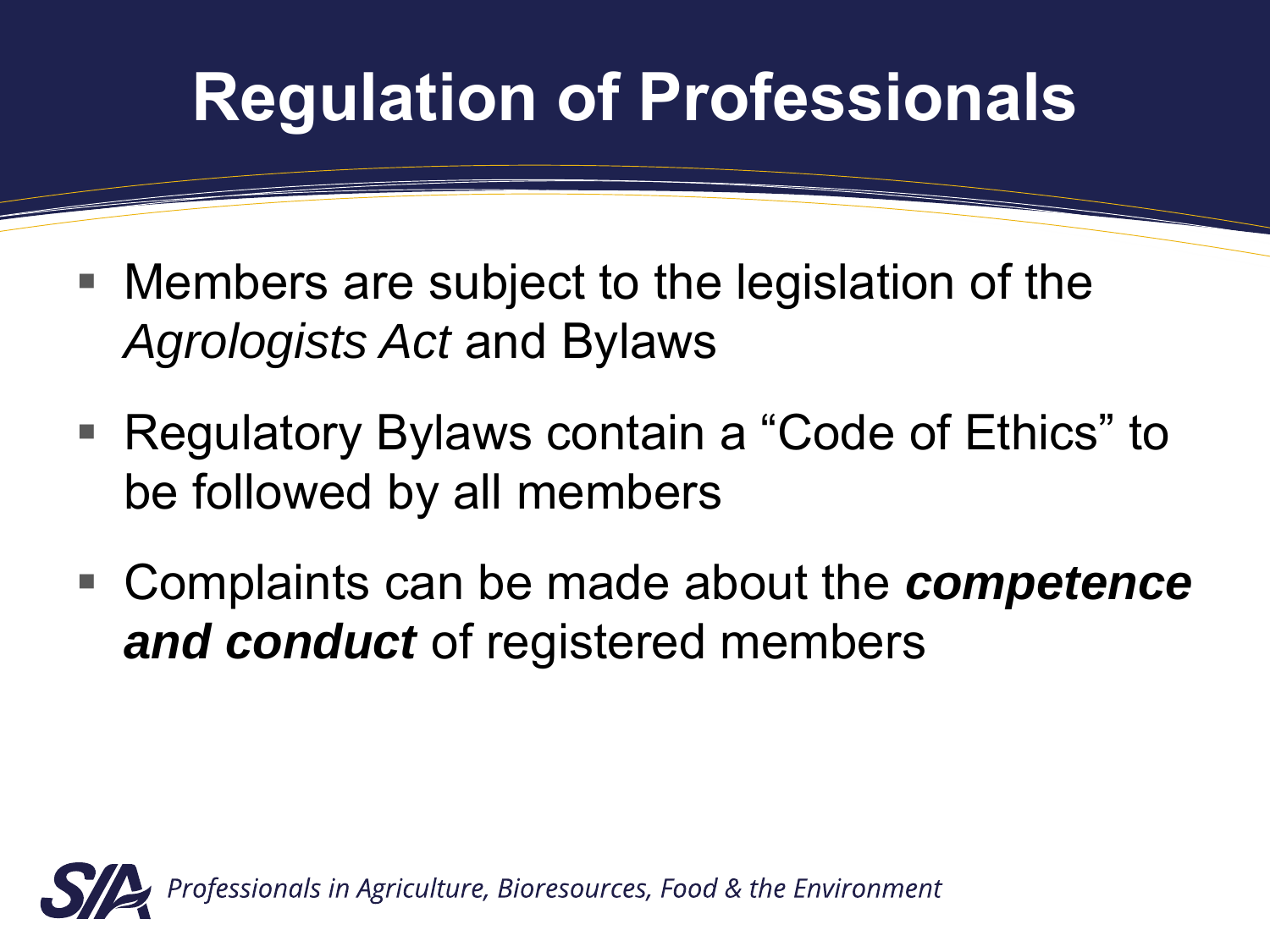# Regulation of Professionals

- Members are subject to the legislation of the *Agrologists Act* and Bylaws
- Regulatory Bylaws contain a "Code of Ethics" to be followed by all members
- Complaints can be made about the ***competence and conduct*** of registered members

SIA *Professionals in Agriculture, Bioresources, Food & the Environment*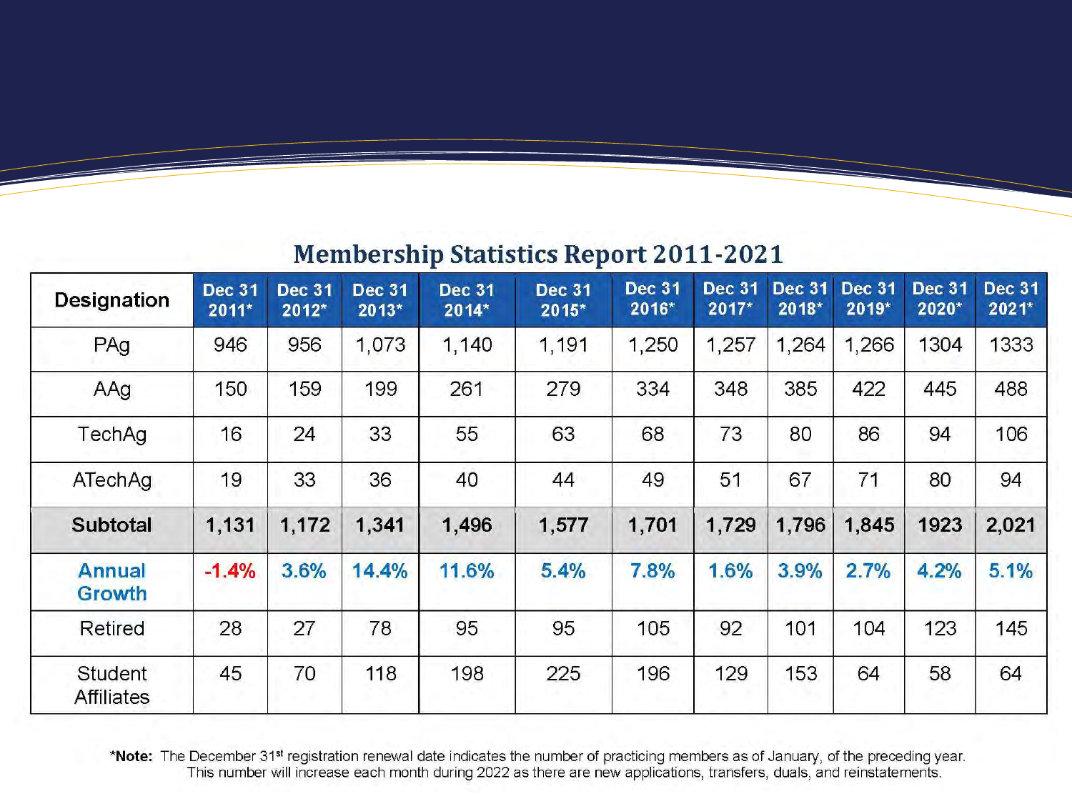## Membership Statistics Report 2011-2021

| Designation | Dec 31 2011* | Dec 31 2012* | Dec 31 2013* | Dec 31 2014* | Dec 31 2015* | Dec 31 2016* | Dec 31 2017* | Dec 31 2018* | Dec 31 2019* | Dec 31 2020* | Dec 31 2021* |
|---|---|---|---|---|---|---|---|---|---|---|---|
| PAg | 946 | 956 | 1,073 | 1,140 | 1,191 | 1,250 | 1,257 | 1,264 | 1,266 | 1304 | 1333 |
| AAg | 150 | 159 | 199 | 261 | 279 | 334 | 348 | 385 | 422 | 445 | 488 |
| TechAg | 16 | 24 | 33 | 55 | 63 | 68 | 73 | 80 | 86 | 94 | 106 |
| ATechAg | 19 | 33 | 36 | 40 | 44 | 49 | 51 | 67 | 71 | 80 | 94 |
| **Subtotal** | **1,131** | **1,172** | **1,341** | **1,496** | **1,577** | **1,701** | **1,729** | **1,796** | **1,845** | **1923** | **2,021** |
| **Annual Growth** | **-1.4%** | **3.6%** | **14.4%** | **11.6%** | **5.4%** | **7.8%** | **1.6%** | **3.9%** | **2.7%** | **4.2%** | **5.1%** |
| Retired | 28 | 27 | 78 | 95 | 95 | 105 | 92 | 101 | 104 | 123 | 145 |
| Student Affiliates | 45 | 70 | 118 | 198 | 225 | 196 | 129 | 153 | 64 | 58 | 64 |

***Note:** The December 31st registration renewal date indicates the number of practicing members as of January, of the preceding year. This number will increase each month during 2022 as there are new applications, transfers, duals, and reinstatements.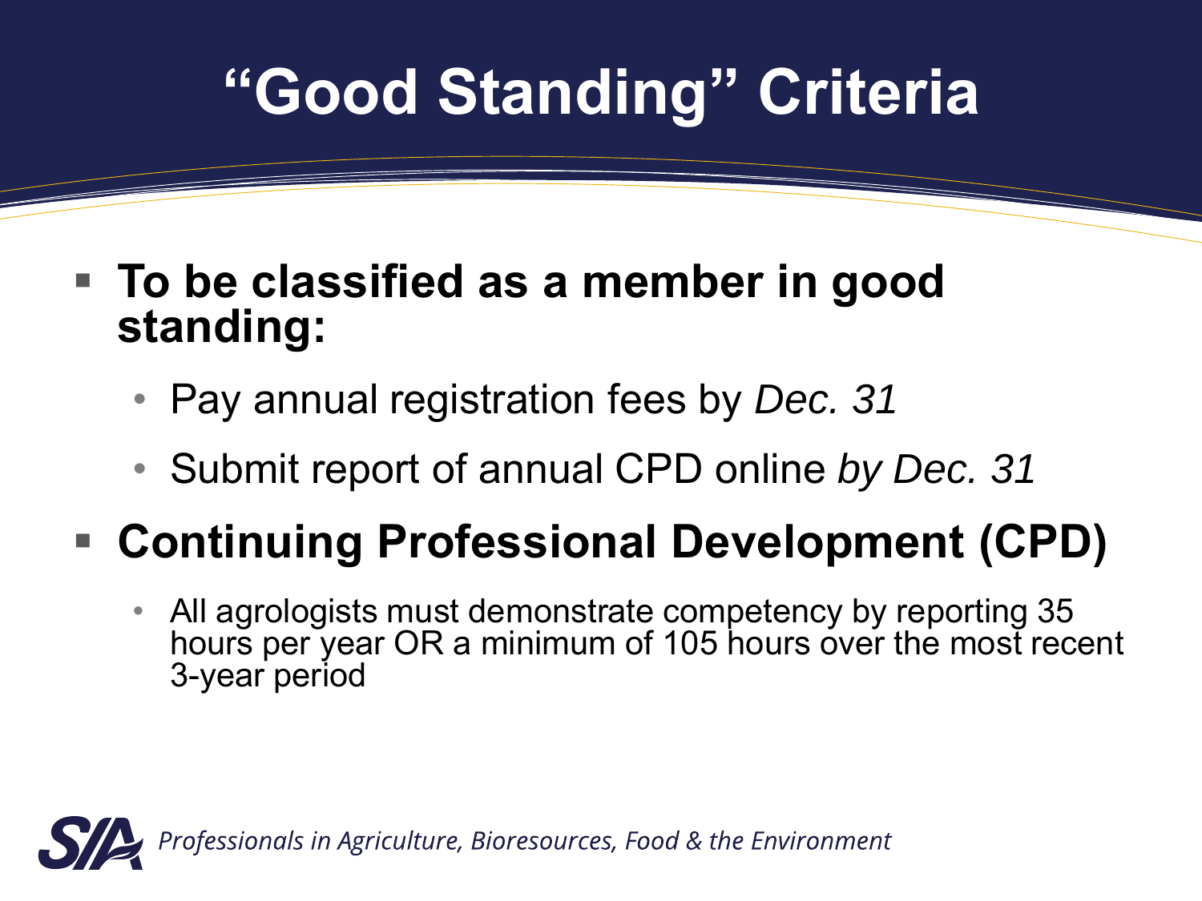# "Good Standing" Criteria

- **To be classified as a member in good standing:**
  - Pay annual registration fees by *Dec. 31*
  - Submit report of annual CPD online *by Dec. 31*
- **Continuing Professional Development (CPD)**
  - All agrologists must demonstrate competency by reporting 35 hours per year OR a minimum of 105 hours over the most recent 3-year period

*Professionals in Agriculture, Bioresources, Food & the Environment*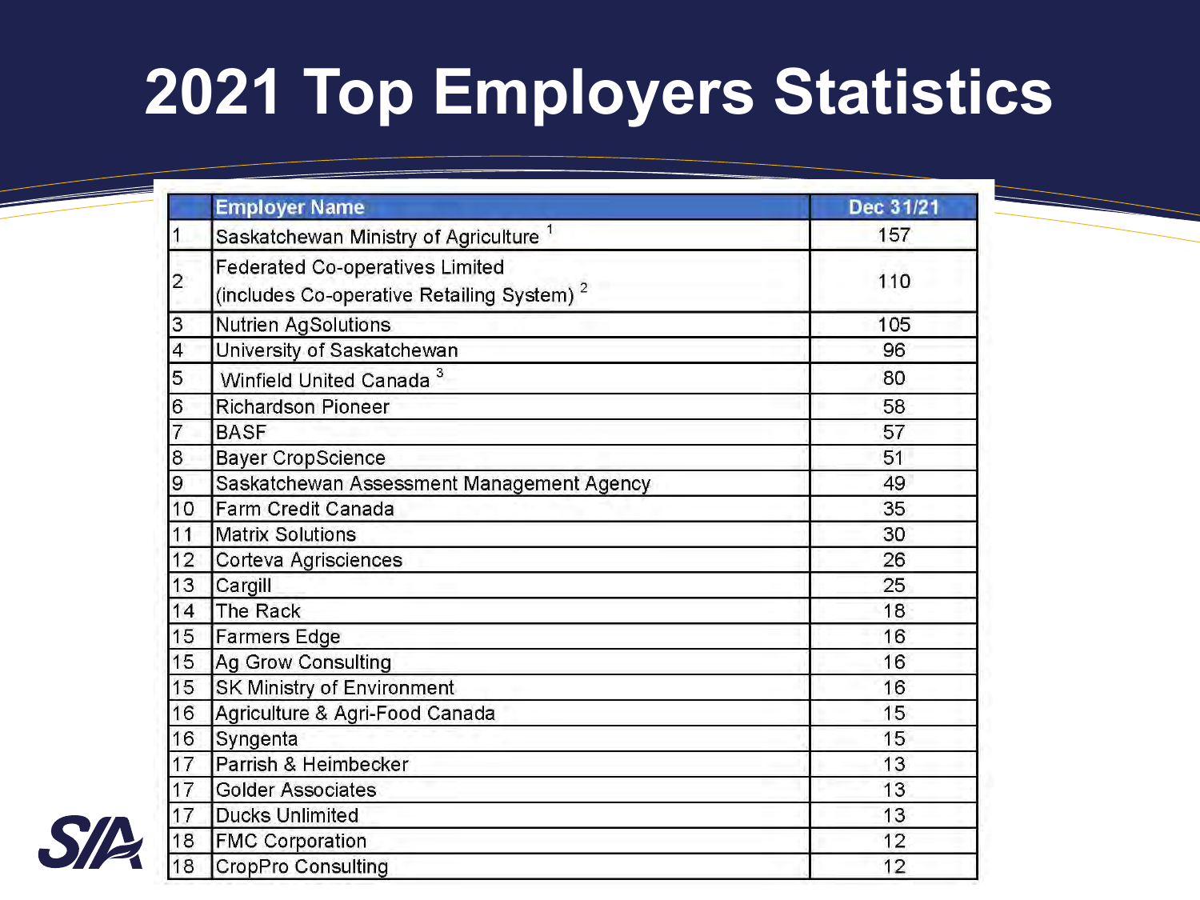# 2021 Top Employers Statistics

| | Employer Name | Dec 31/21 |
|---|---|---|
| 1 | Saskatchewan Ministry of Agriculture [1] | 157 |
| 2 | Federated Co-operatives Limited (includes Co-operative Retailing System) [2] | 110 |
| 3 | Nutrien AgSolutions | 105 |
| 4 | University of Saskatchewan | 96 |
| 5 | Winfield United Canada [3] | 80 |
| 6 | Richardson Pioneer | 58 |
| 7 | BASF | 57 |
| 8 | Bayer CropScience | 51 |
| 9 | Saskatchewan Assessment Management Agency | 49 |
| 10 | Farm Credit Canada | 35 |
| 11 | Matrix Solutions | 30 |
| 12 | Corteva Agrisciences | 26 |
| 13 | Cargill | 25 |
| 14 | The Rack | 18 |
| 15 | Farmers Edge | 16 |
| 15 | Ag Grow Consulting | 16 |
| 15 | SK Ministry of Environment | 16 |
| 16 | Agriculture & Agri-Food Canada | 15 |
| 16 | Syngenta | 15 |
| 17 | Parrish & Heimbecker | 13 |
| 17 | Golder Associates | 13 |
| 17 | Ducks Unlimited | 13 |
| 18 | FMC Corporation | 12 |
| 18 | CropPro Consulting | 12 |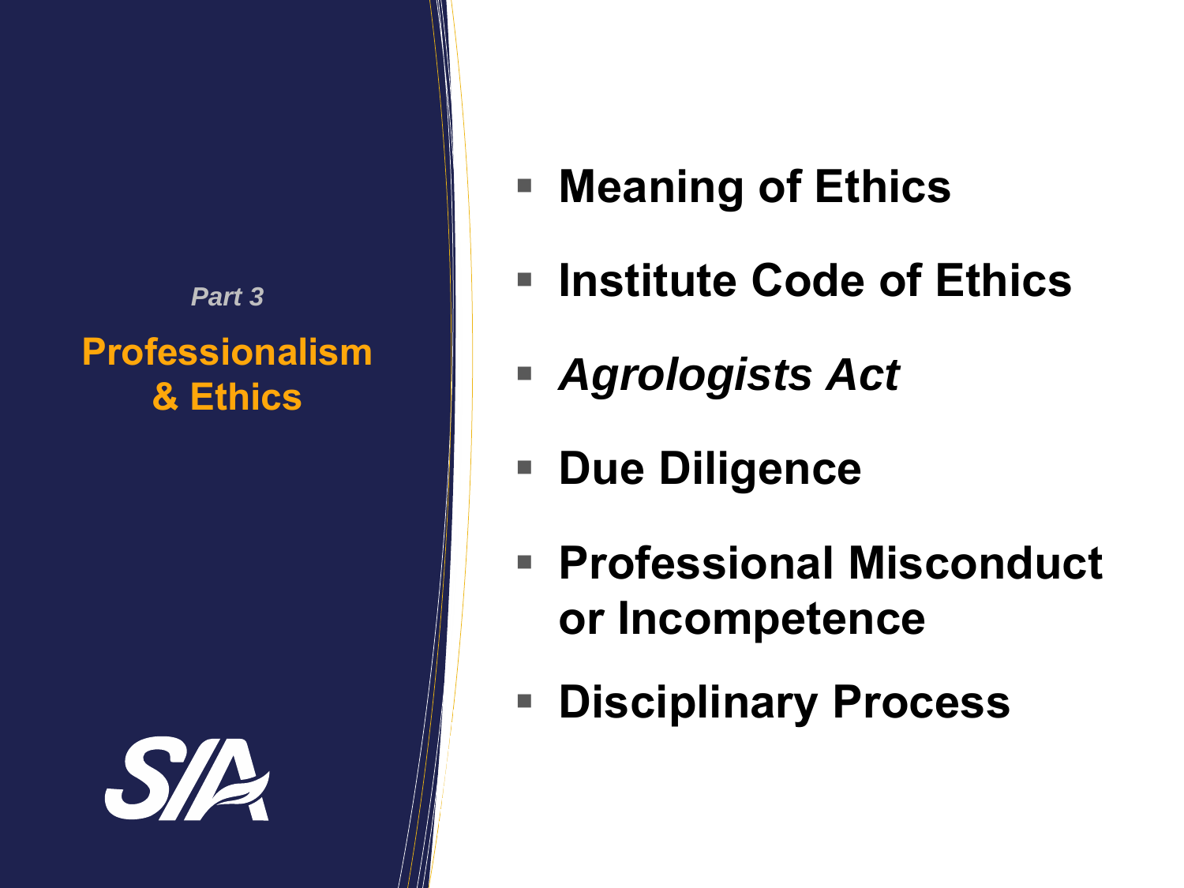*Part 3*

# Professionalism & Ethics

- **Meaning of Ethics**
- **Institute Code of Ethics**
- ***Agrologists Act***
- **Due Diligence**
- **Professional Misconduct or Incompetence**
- **Disciplinary Process**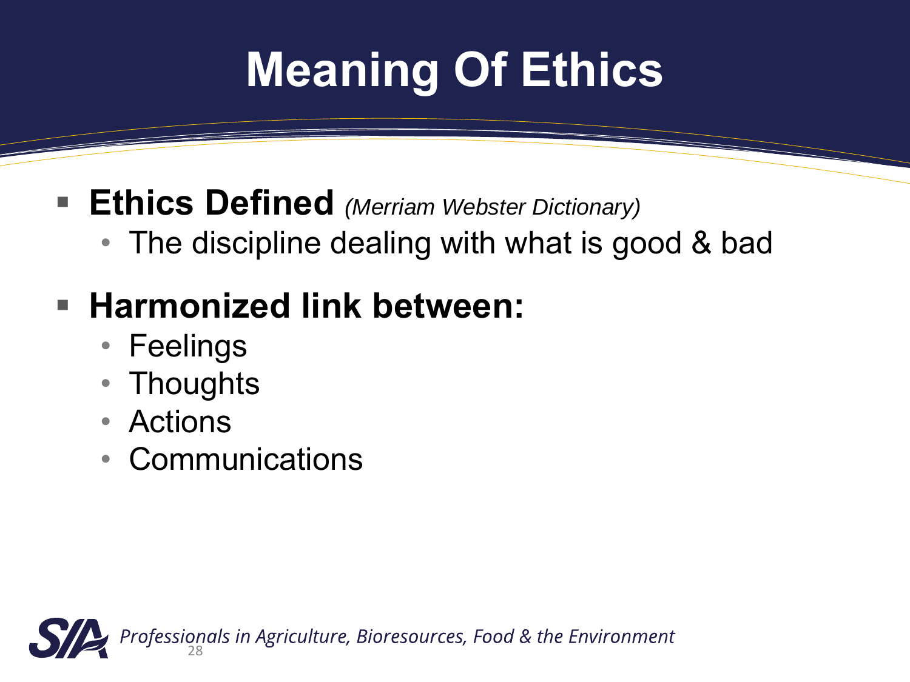# Meaning Of Ethics

- **Ethics Defined** *(Merriam Webster Dictionary)*
  - The discipline dealing with what is good & bad
- **Harmonized link between:**
  - Feelings
  - Thoughts
  - Actions
  - Communications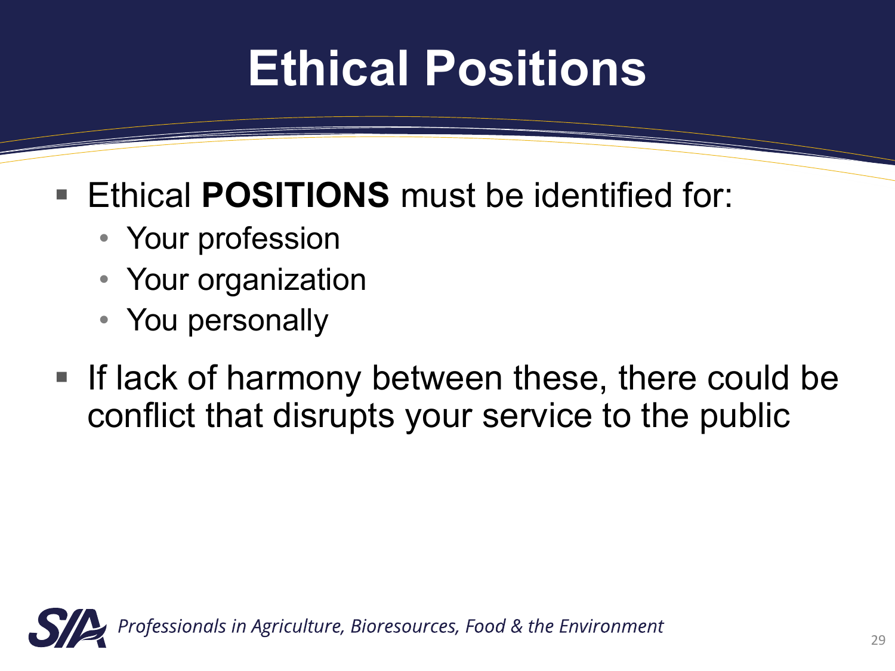# Ethical Positions

- Ethical **POSITIONS** must be identified for:
  - Your profession
  - Your organization
  - You personally
- If lack of harmony between these, there could be conflict that disrupts your service to the public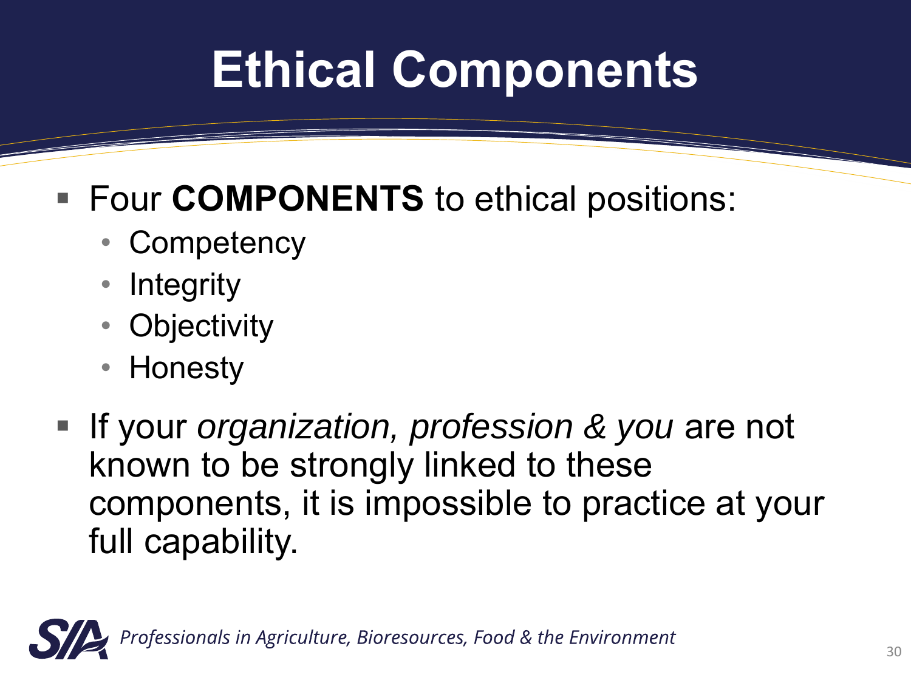# Ethical Components

- Four **COMPONENTS** to ethical positions:
  - Competency
  - Integrity
  - Objectivity
  - Honesty
- If your *organization, profession & you* are not known to be strongly linked to these components, it is impossible to practice at your full capability.

*Professionals in Agriculture, Bioresources, Food & the Environment*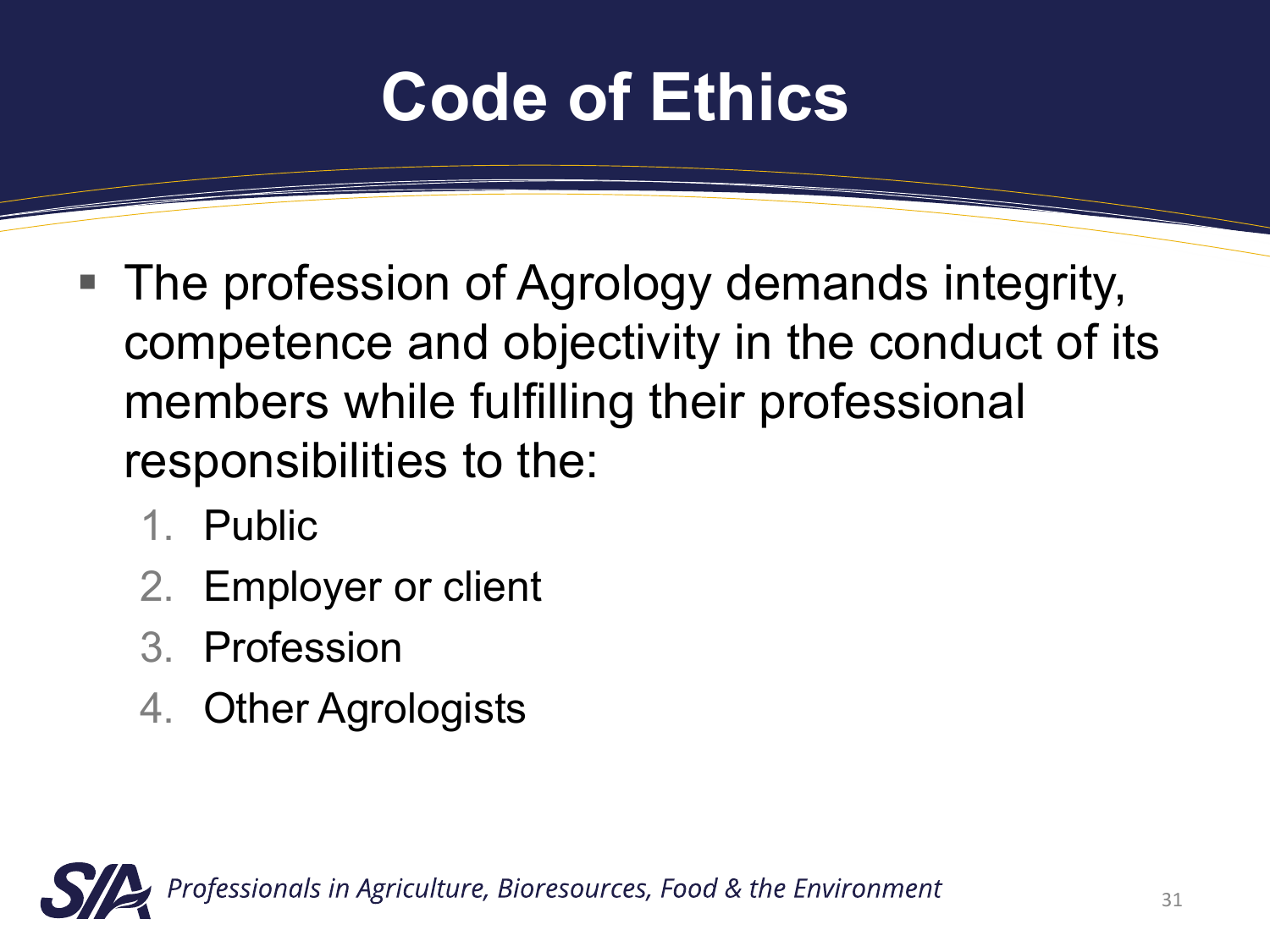# Code of Ethics

- The profession of Agrology demands integrity, competence and objectivity in the conduct of its members while fulfilling their professional responsibilities to the:
  1. Public
  2. Employer or client
  3. Profession
  4. Other Agrologists

*Professionals in Agriculture, Bioresources, Food & the Environment*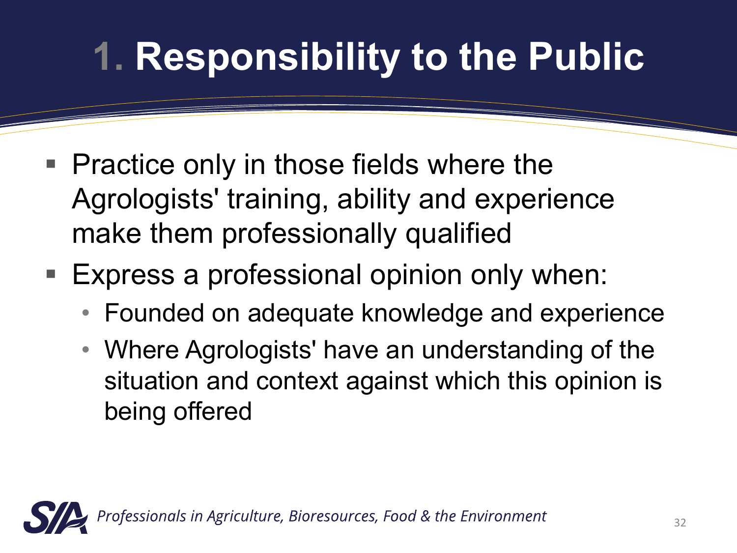# 1. Responsibility to the Public

- Practice only in those fields where the Agrologists' training, ability and experience make them professionally qualified
- Express a professional opinion only when:
  - Founded on adequate knowledge and experience
  - Where Agrologists' have an understanding of the situation and context against which this opinion is being offered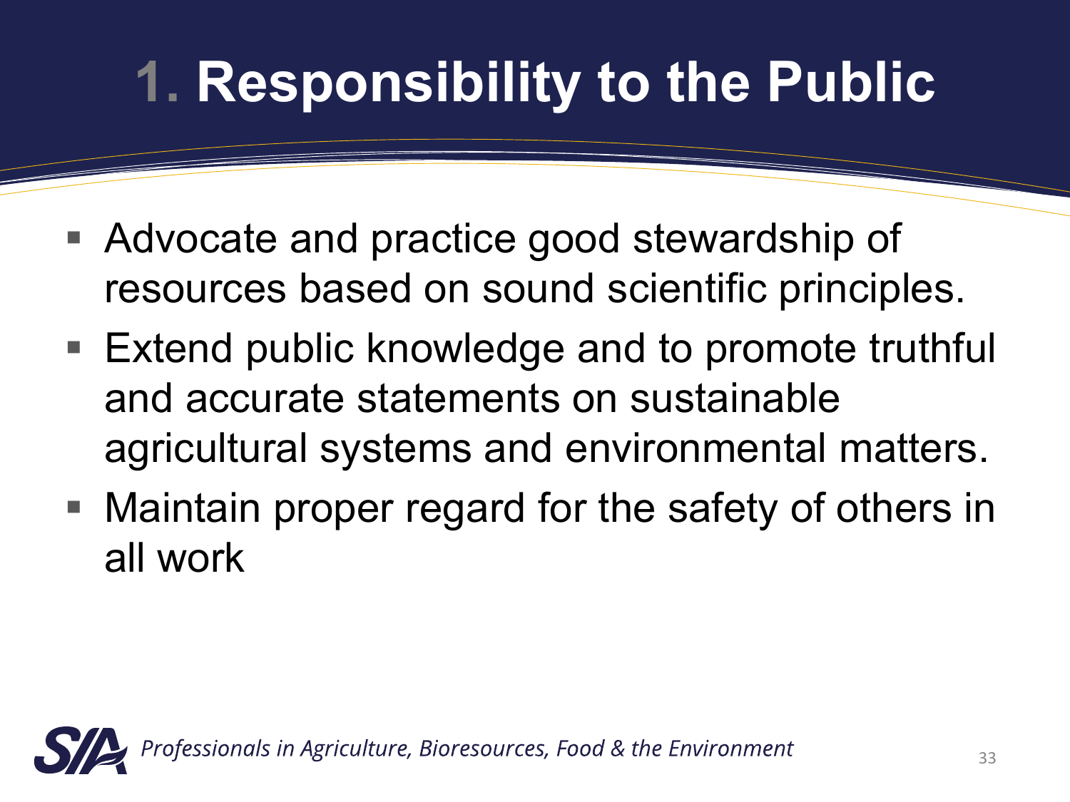# 1. Responsibility to the Public

- Advocate and practice good stewardship of resources based on sound scientific principles.
- Extend public knowledge and to promote truthful and accurate statements on sustainable agricultural systems and environmental matters.
- Maintain proper regard for the safety of others in all work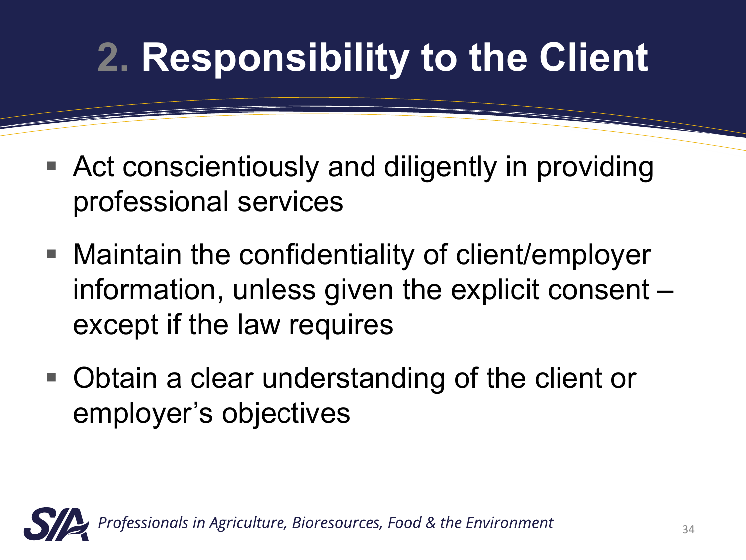# 2. Responsibility to the Client

- Act conscientiously and diligently in providing professional services
- Maintain the confidentiality of client/employer information, unless given the explicit consent – except if the law requires
- Obtain a clear understanding of the client or employer's objectives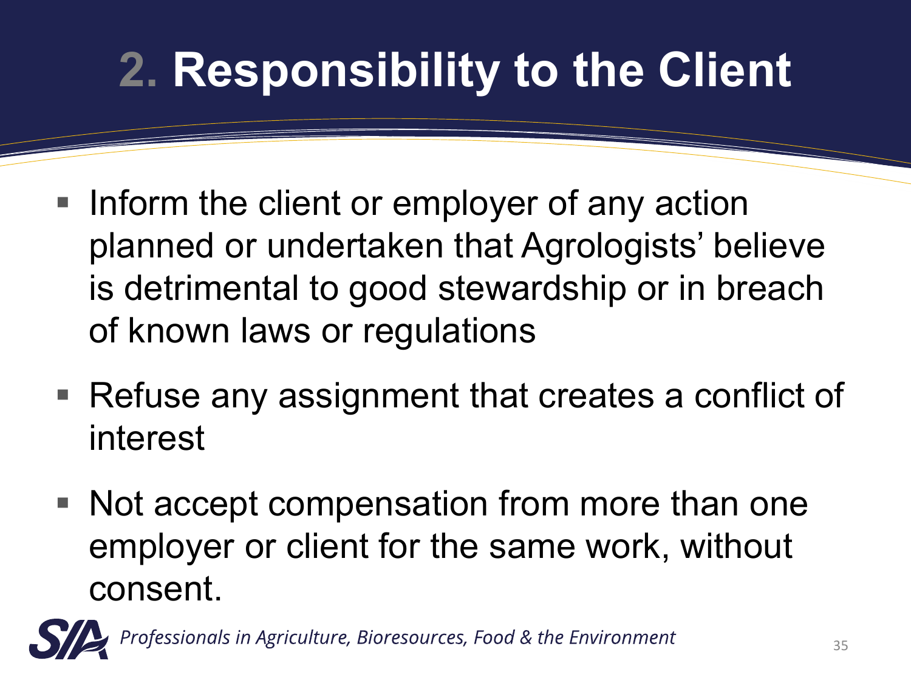# 2. Responsibility to the Client

- Inform the client or employer of any action planned or undertaken that Agrologists' believe is detrimental to good stewardship or in breach of known laws or regulations
- Refuse any assignment that creates a conflict of interest
- Not accept compensation from more than one employer or client for the same work, without consent.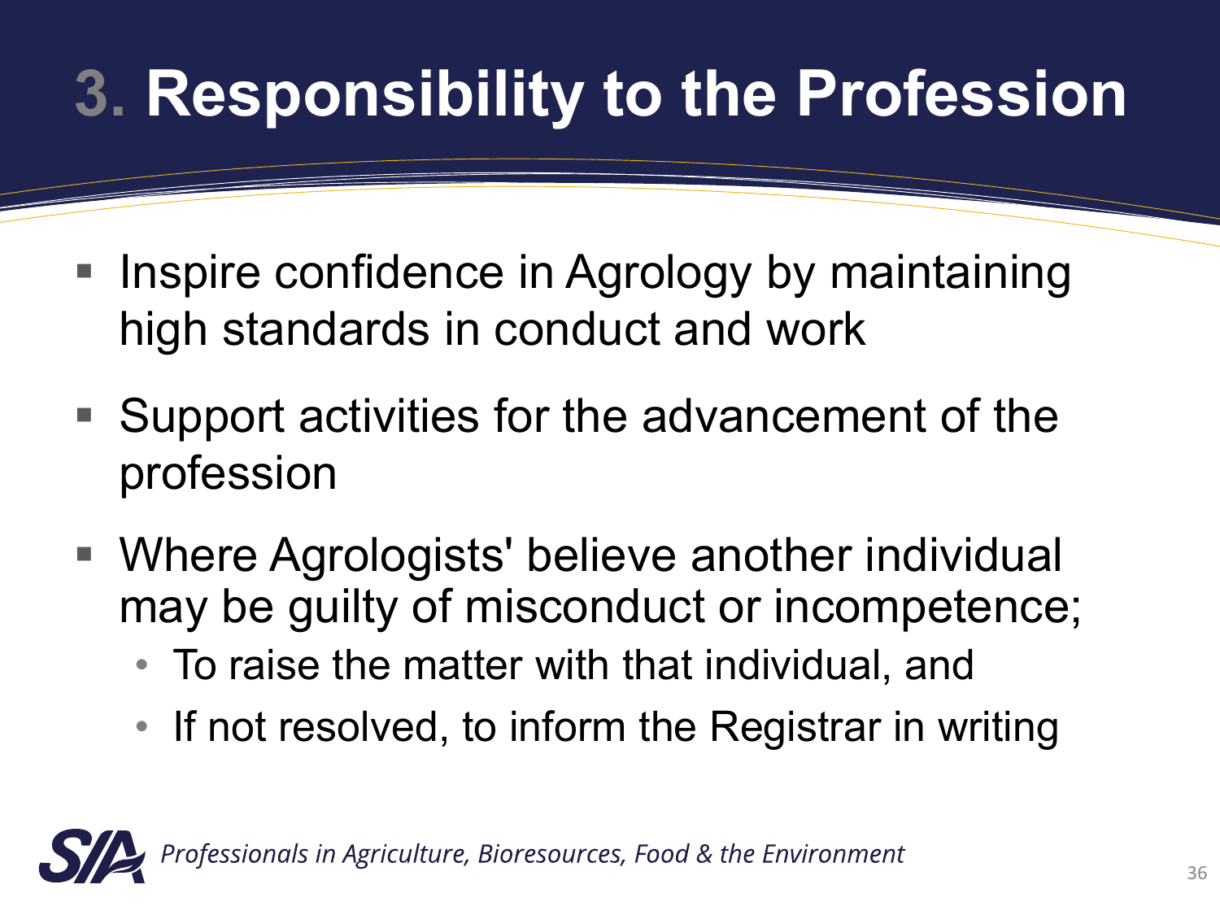# 3. Responsibility to the Profession

- Inspire confidence in Agrology by maintaining high standards in conduct and work
- Support activities for the advancement of the profession
- Where Agrologists' believe another individual may be guilty of misconduct or incompetence;
  - To raise the matter with that individual, and
  - If not resolved, to inform the Registrar in writing

*Professionals in Agriculture, Bioresources, Food & the Environment*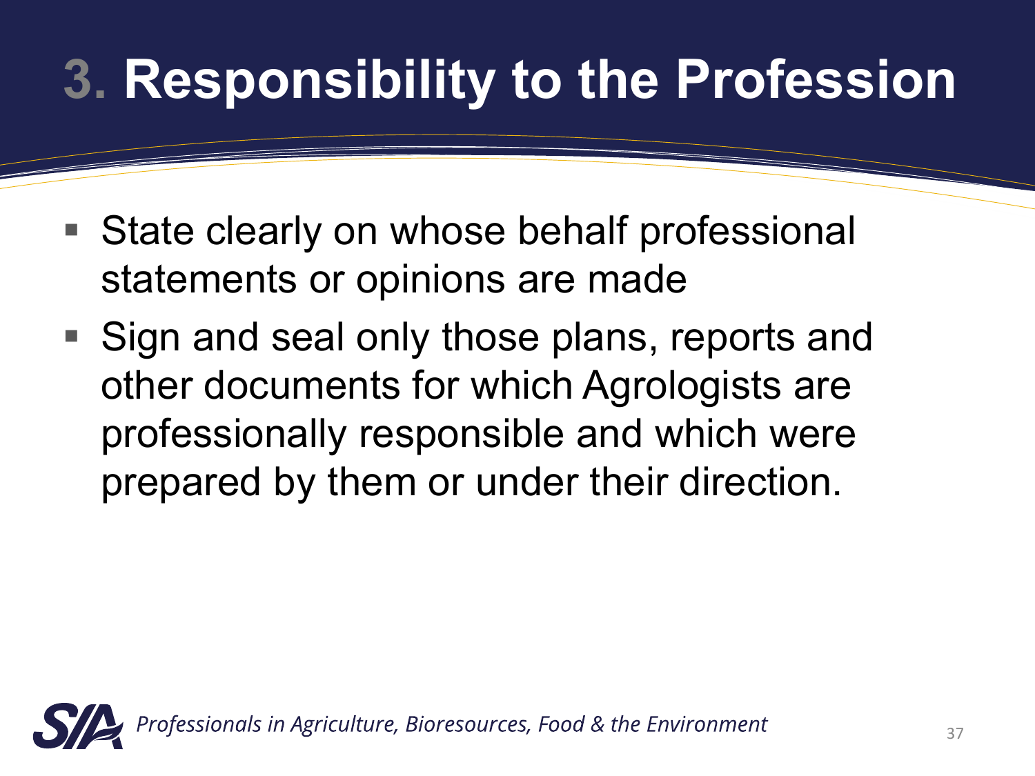# 3. Responsibility to the Profession

- State clearly on whose behalf professional statements or opinions are made
- Sign and seal only those plans, reports and other documents for which Agrologists are professionally responsible and which were prepared by them or under their direction.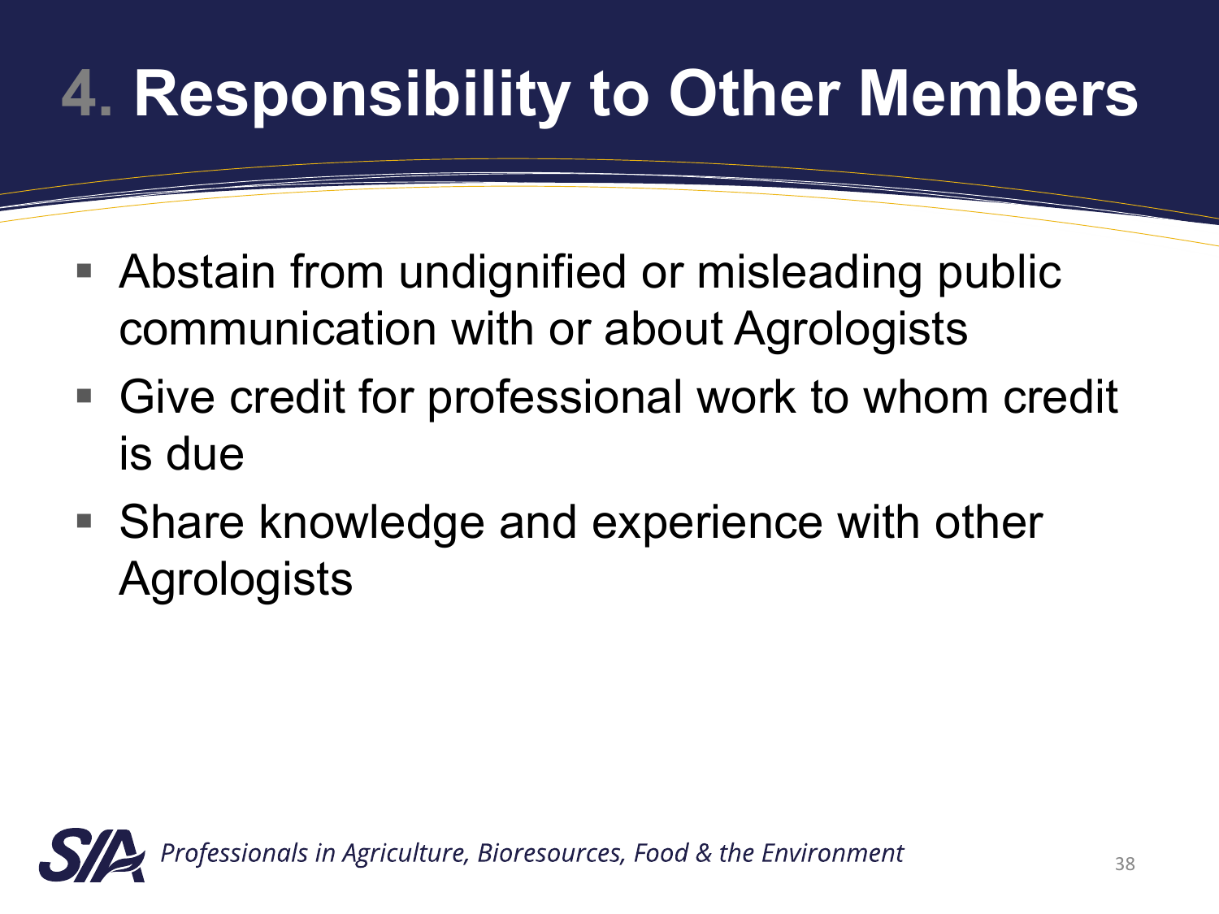# 4. Responsibility to Other Members

- Abstain from undignified or misleading public communication with or about Agrologists
- Give credit for professional work to whom credit is due
- Share knowledge and experience with other Agrologists

*Professionals in Agriculture, Bioresources, Food & the Environment*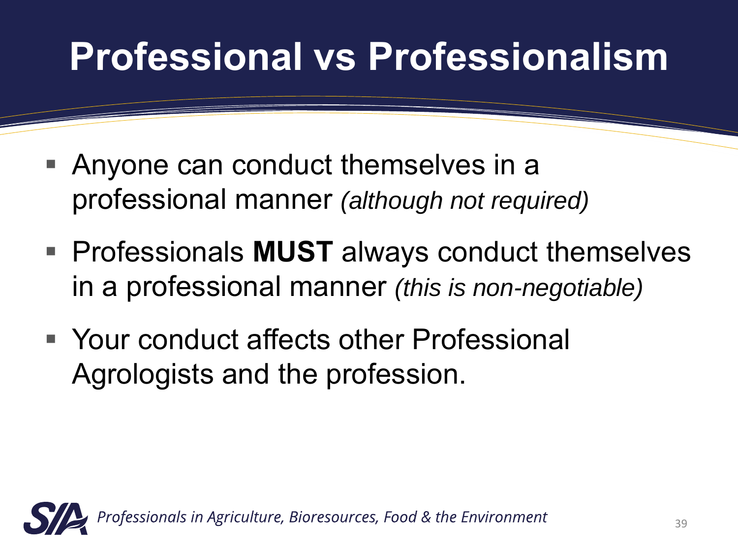# Professional vs Professionalism

- Anyone can conduct themselves in a professional manner *(although not required)*
- Professionals **MUST** always conduct themselves in a professional manner *(this is non-negotiable)*
- Your conduct affects other Professional Agrologists and the profession.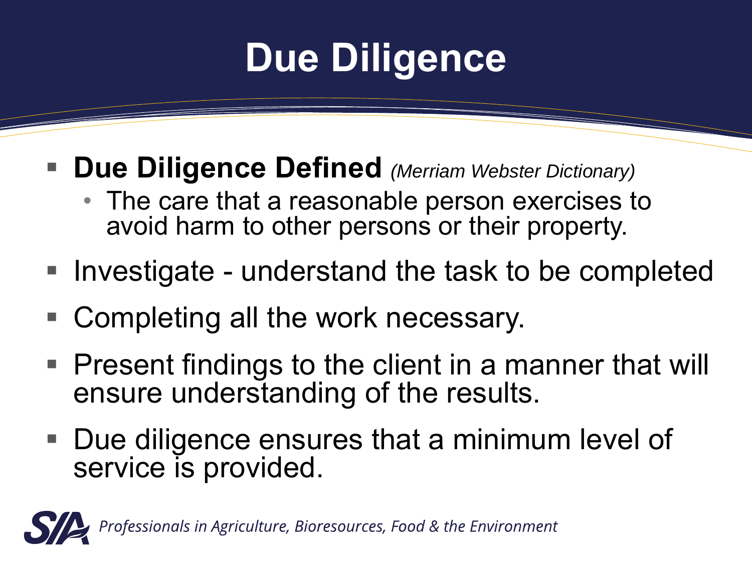# Due Diligence

- **Due Diligence Defined** *(Merriam Webster Dictionary)*
  - The care that a reasonable person exercises to avoid harm to other persons or their property.
- Investigate - understand the task to be completed
- Completing all the work necessary.
- Present findings to the client in a manner that will ensure understanding of the results.
- Due diligence ensures that a minimum level of service is provided.

*Professionals in Agriculture, Bioresources, Food & the Environment*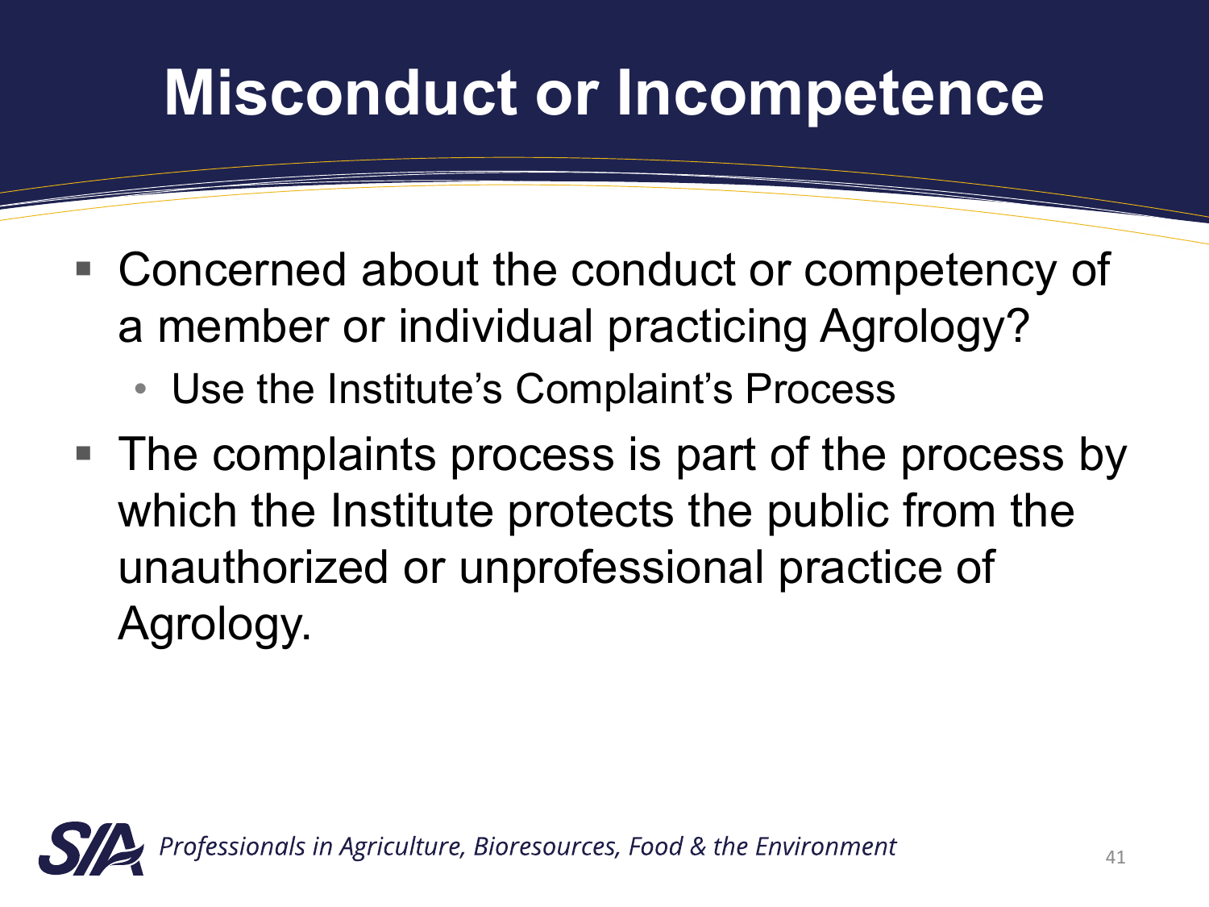# Misconduct or Incompetence

- Concerned about the conduct or competency of a member or individual practicing Agrology?
  - Use the Institute's Complaint's Process
- The complaints process is part of the process by which the Institute protects the public from the unauthorized or unprofessional practice of Agrology.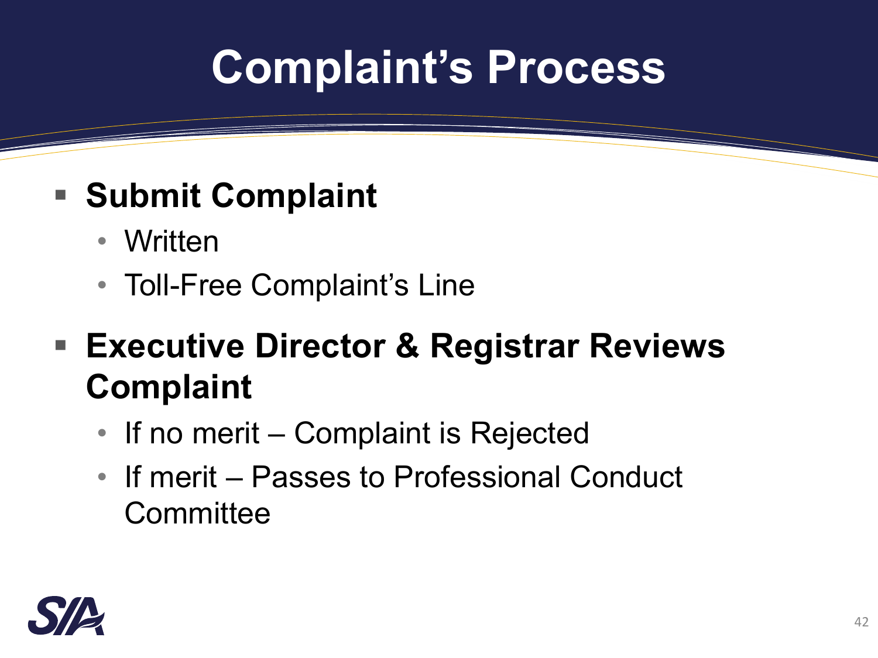# Complaint's Process

- **Submit Complaint**
  - Written
  - Toll-Free Complaint's Line
- **Executive Director & Registrar Reviews Complaint**
  - If no merit – Complaint is Rejected
  - If merit – Passes to Professional Conduct Committee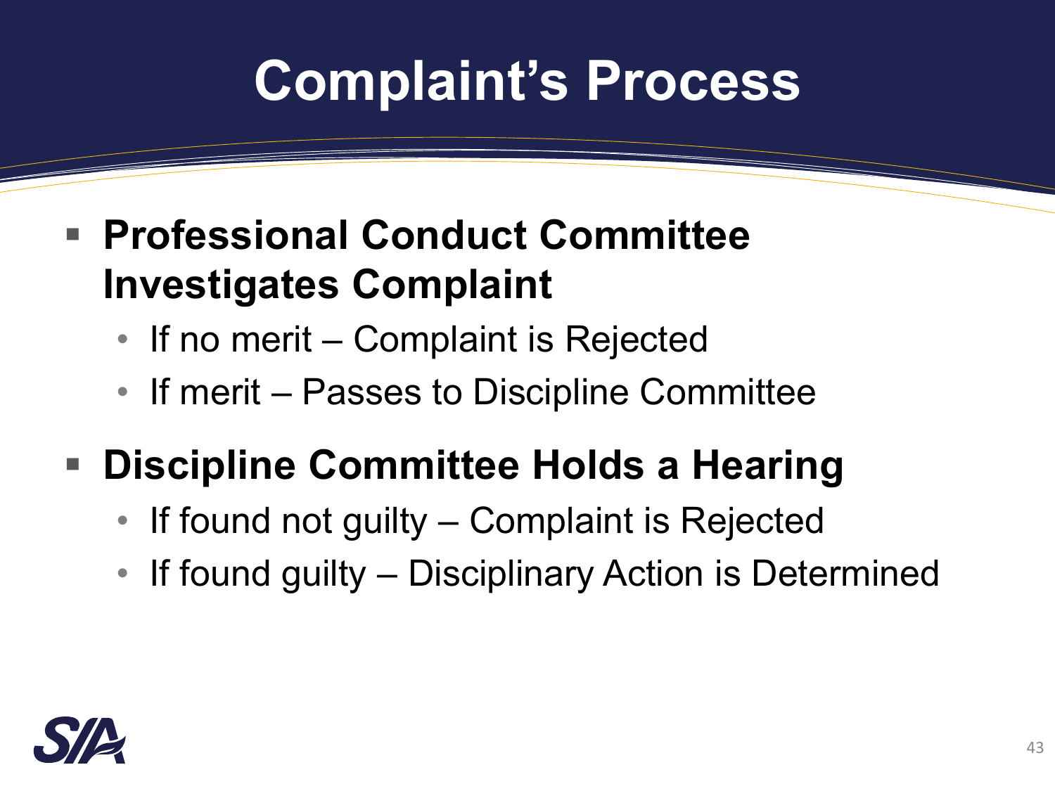# Complaint's Process

- **Professional Conduct Committee Investigates Complaint**
  - If no merit – Complaint is Rejected
  - If merit – Passes to Discipline Committee
- **Discipline Committee Holds a Hearing**
  - If found not guilty – Complaint is Rejected
  - If found guilty – Disciplinary Action is Determined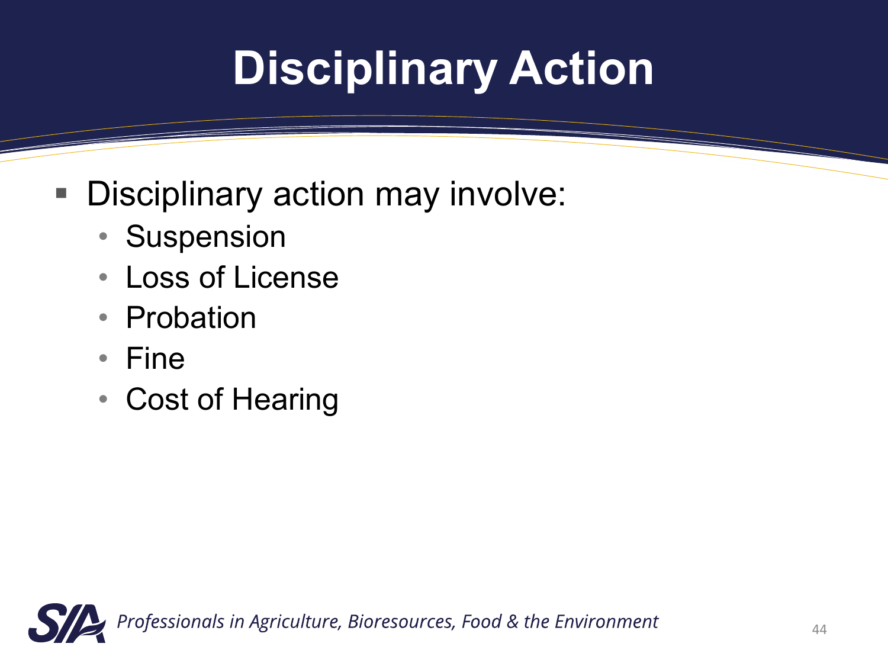# Disciplinary Action

- Disciplinary action may involve:
  - Suspension
  - Loss of License
  - Probation
  - Fine
  - Cost of Hearing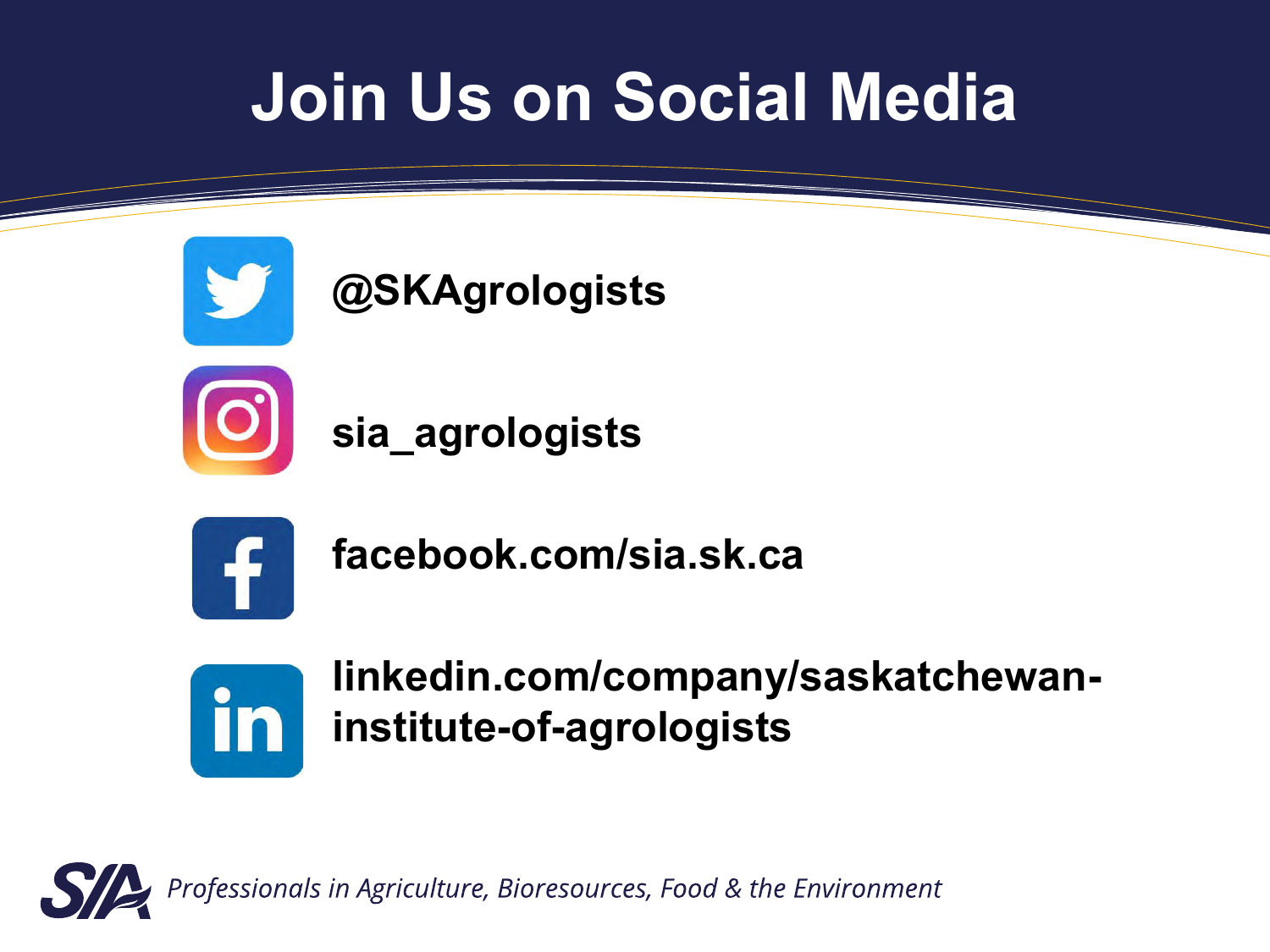# Join Us on Social Media

@SKAgrologists

sia_agrologists

facebook.com/sia.sk.ca

linkedin.com/company/saskatchewan-institute-of-agrologists

*Professionals in Agriculture, Bioresources, Food & the Environment*